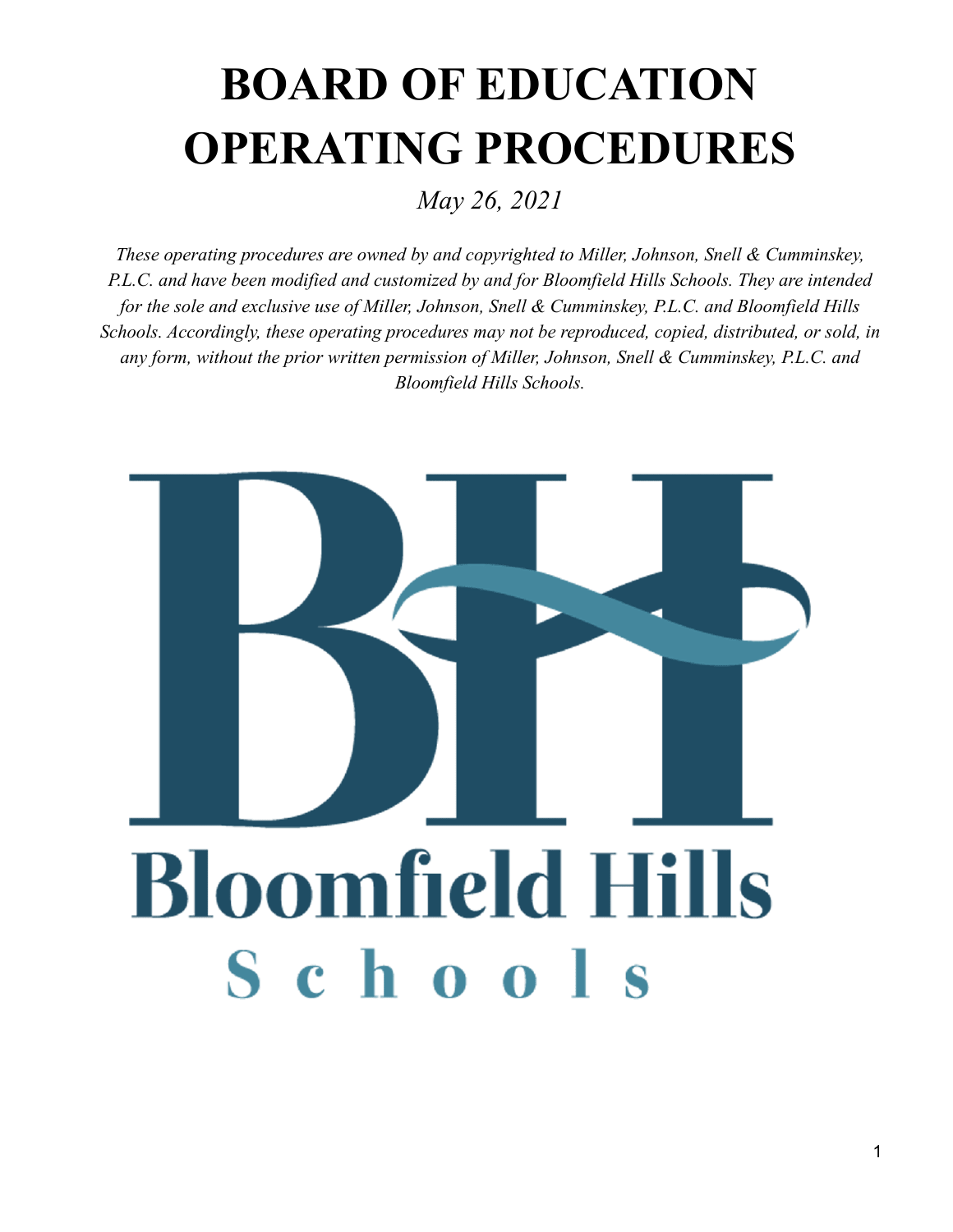# BOARD OF EDUCATION OPERATING PROCEDURES

*May 26, 2021*

*These operating procedures are owned by and copyrighted to Miller, Johnson, Snell & Cumminskey, P.L.C. and have been modified and customized by and for Bloomfield Hills Schools. They are intended for the sole and exclusive use of Miller, Johnson, Snell & Cumminskey, P.L.C. and Bloomfield Hills Schools. Accordingly, these operating procedures may not be reproduced, copied, distributed, or sold, in any form, without the prior written permission of Miller, Johnson, Snell & Cumminskey, P.L.C. and Bloomfield Hills Schools.*

Bloomfield Hills
Schools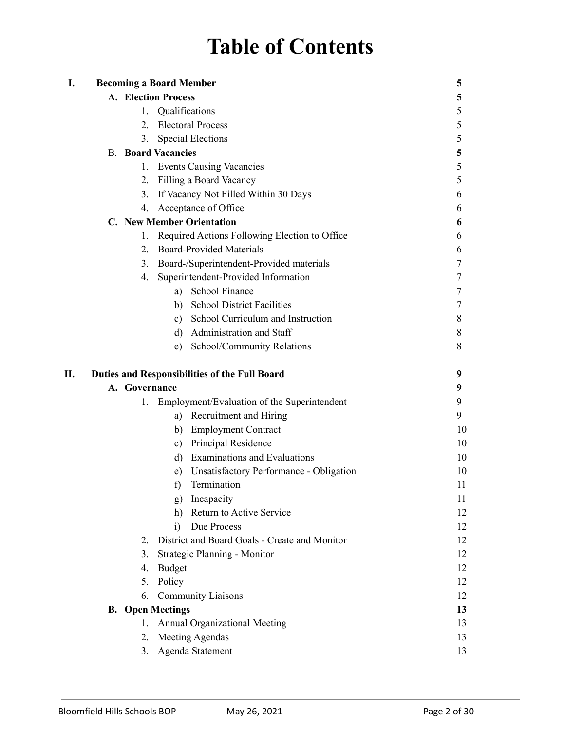# Table of Contents

| | | |
|---|---|---|
| **I.** | **Becoming a Board Member** | **5** |
| | **A. Election Process** | **5** |
| | 1. Qualifications | 5 |
| | 2. Electoral Process | 5 |
| | 3. Special Elections | 5 |
| | B. **Board Vacancies** | **5** |
| | 1. Events Causing Vacancies | 5 |
| | 2. Filling a Board Vacancy | 5 |
| | 3. If Vacancy Not Filled Within 30 Days | 6 |
| | 4. Acceptance of Office | 6 |
| | **C. New Member Orientation** | **6** |
| | 1. Required Actions Following Election to Office | 6 |
| | 2. Board-Provided Materials | 6 |
| | 3. Board-/Superintendent-Provided materials | 7 |
| | 4. Superintendent-Provided Information | 7 |
| | a) School Finance | 7 |
| | b) School District Facilities | 7 |
| | c) School Curriculum and Instruction | 8 |
| | d) Administration and Staff | 8 |
| | e) School/Community Relations | 8 |
| **II.** | **Duties and Responsibilities of the Full Board** | **9** |
| | **A. Governance** | **9** |
| | 1. Employment/Evaluation of the Superintendent | 9 |
| | a) Recruitment and Hiring | 9 |
| | b) Employment Contract | 10 |
| | c) Principal Residence | 10 |
| | d) Examinations and Evaluations | 10 |
| | e) Unsatisfactory Performance - Obligation | 10 |
| | f) Termination | 11 |
| | g) Incapacity | 11 |
| | h) Return to Active Service | 12 |
| | i) Due Process | 12 |
| | 2. District and Board Goals - Create and Monitor | 12 |
| | 3. Strategic Planning - Monitor | 12 |
| | 4. Budget | 12 |
| | 5. Policy | 12 |
| | 6. Community Liaisons | 12 |
| | **B. Open Meetings** | **13** |
| | 1. Annual Organizational Meeting | 13 |
| | 2. Meeting Agendas | 13 |
| | 3. Agenda Statement | 13 |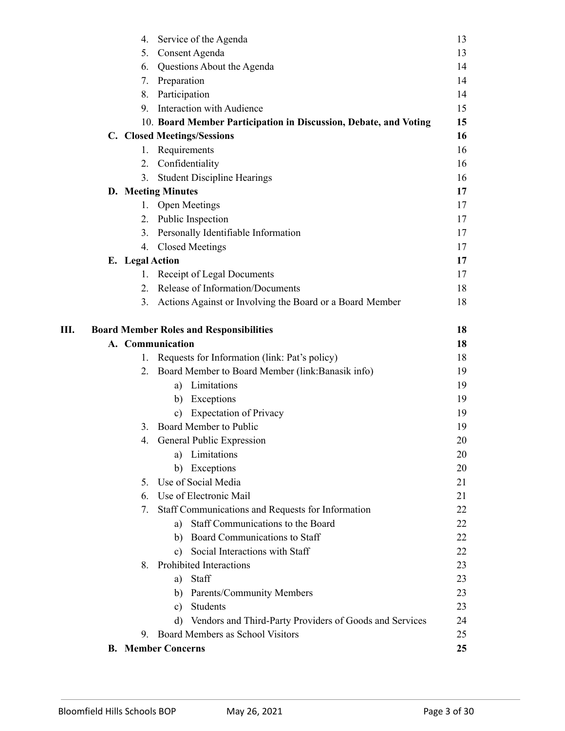4. Service of the Agenda 13
5. Consent Agenda 13
6. Questions About the Agenda 14
7. Preparation 14
8. Participation 14
9. Interaction with Audience 15
10. **Board Member Participation in Discussion, Debate, and Voting** **15**

**C. Closed Meetings/Sessions** **16**

1. Requirements 16
2. Confidentiality 16
3. Student Discipline Hearings 16

**D. Meeting Minutes** **17**

1. Open Meetings 17
2. Public Inspection 17
3. Personally Identifiable Information 17
4. Closed Meetings 17

**E. Legal Action** **17**

1. Receipt of Legal Documents 17
2. Release of Information/Documents 18
3. Actions Against or Involving the Board or a Board Member 18

**III. Board Member Roles and Responsibilities** **18**

**A. Communication** **18**

1. Requests for Information (link: Pat's policy) 18
2. Board Member to Board Member (link:Banasik info) 19
   - a) Limitations 19
   - b) Exceptions 19
   - c) Expectation of Privacy 19
3. Board Member to Public 19
4. General Public Expression 20
   - a) Limitations 20
   - b) Exceptions 20
5. Use of Social Media 21
6. Use of Electronic Mail 21
7. Staff Communications and Requests for Information 22
   - a) Staff Communications to the Board 22
   - b) Board Communications to Staff 22
   - c) Social Interactions with Staff 22
8. Prohibited Interactions 23
   - a) Staff 23
   - b) Parents/Community Members 23
   - c) Students 23
   - d) Vendors and Third-Party Providers of Goods and Services 24
9. Board Members as School Visitors 25

**B. Member Concerns** **25**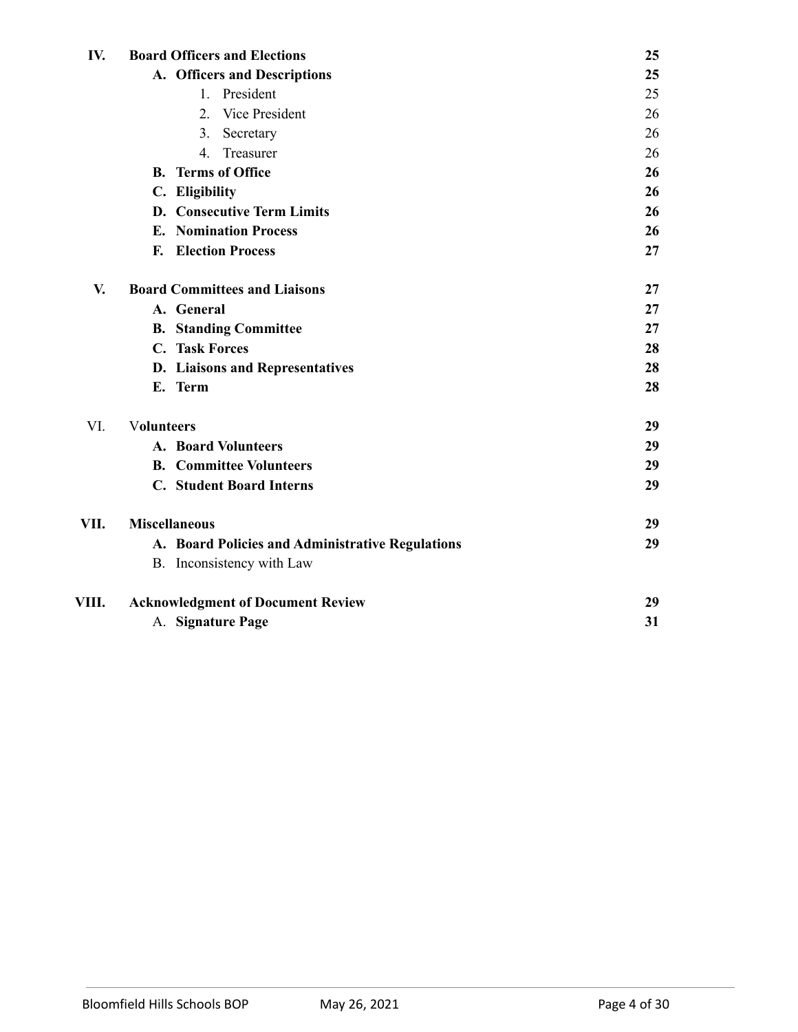| | | |
|---|---|---|
| **IV.** | **Board Officers and Elections** | **25** |
| | **A. Officers and Descriptions** | **25** |
| | 1. President | 25 |
| | 2. Vice President | 26 |
| | 3. Secretary | 26 |
| | 4. Treasurer | 26 |
| | **B. Terms of Office** | **26** |
| | **C. Eligibility** | **26** |
| | **D. Consecutive Term Limits** | **26** |
| | **E. Nomination Process** | **26** |
| | **F. Election Process** | **27** |
| **V.** | **Board Committees and Liaisons** | **27** |
| | **A. General** | **27** |
| | **B. Standing Committee** | **27** |
| | **C. Task Forces** | **28** |
| | **D. Liaisons and Representatives** | **28** |
| | **E. Term** | **28** |
| VI. | **Volunteers** | **29** |
| | **A. Board Volunteers** | **29** |
| | **B. Committee Volunteers** | **29** |
| | **C. Student Board Interns** | **29** |
| **VII.** | **Miscellaneous** | **29** |
| | **A. Board Policies and Administrative Regulations** | **29** |
| | B. Inconsistency with Law | |
| **VIII.** | **Acknowledgment of Document Review** | **29** |
| | A. **Signature Page** | **31** |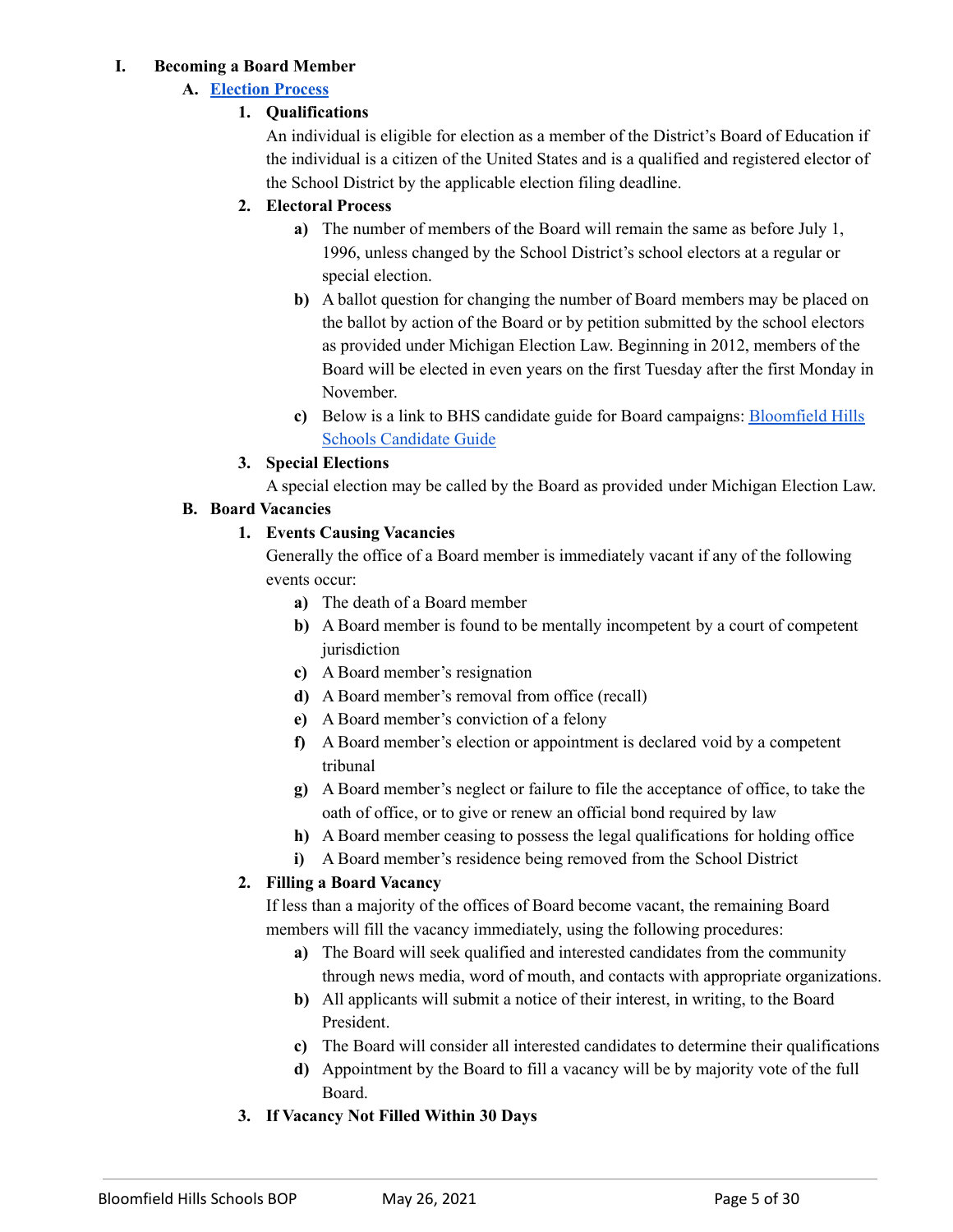# I. Becoming a Board Member

## A. [Election Process]

### 1. Qualifications

An individual is eligible for election as a member of the District's Board of Education if the individual is a citizen of the United States and is a qualified and registered elector of the School District by the applicable election filing deadline.

### 2. Electoral Process

a) The number of members of the Board will remain the same as before July 1, 1996, unless changed by the School District's school electors at a regular or special election.

b) A ballot question for changing the number of Board members may be placed on the ballot by action of the Board or by petition submitted by the school electors as provided under Michigan Election Law. Beginning in 2012, members of the Board will be elected in even years on the first Tuesday after the first Monday in November.

c) Below is a link to BHS candidate guide for Board campaigns: [Bloomfield Hills Schools Candidate Guide]

### 3. Special Elections

A special election may be called by the Board as provided under Michigan Election Law.

## B. Board Vacancies

### 1. Events Causing Vacancies

Generally the office of a Board member is immediately vacant if any of the following events occur:

a) The death of a Board member

b) A Board member is found to be mentally incompetent by a court of competent jurisdiction

c) A Board member's resignation

d) A Board member's removal from office (recall)

e) A Board member's conviction of a felony

f) A Board member's election or appointment is declared void by a competent tribunal

g) A Board member's neglect or failure to file the acceptance of office, to take the oath of office, or to give or renew an official bond required by law

h) A Board member ceasing to possess the legal qualifications for holding office

i) A Board member's residence being removed from the School District

### 2. Filling a Board Vacancy

If less than a majority of the offices of Board become vacant, the remaining Board members will fill the vacancy immediately, using the following procedures:

a) The Board will seek qualified and interested candidates from the community through news media, word of mouth, and contacts with appropriate organizations.

b) All applicants will submit a notice of their interest, in writing, to the Board President.

c) The Board will consider all interested candidates to determine their qualifications

d) Appointment by the Board to fill a vacancy will be by majority vote of the full Board.

### 3. If Vacancy Not Filled Within 30 Days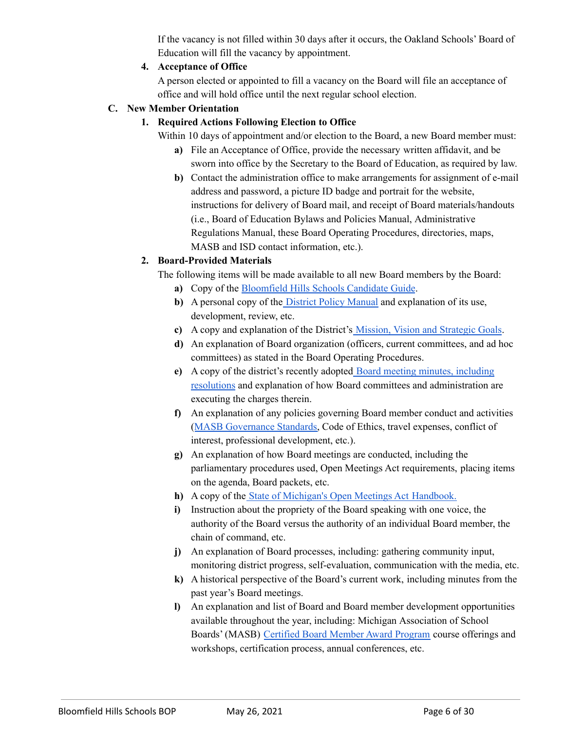If the vacancy is not filled within 30 days after it occurs, the Oakland Schools' Board of Education will fill the vacancy by appointment.

4. **Acceptance of Office**

   A person elected or appointed to fill a vacancy on the Board will file an acceptance of office and will hold office until the next regular school election.

**C. New Member Orientation**

1. **Required Actions Following Election to Office**

   Within 10 days of appointment and/or election to the Board, a new Board member must:

   **a)** File an Acceptance of Office, provide the necessary written affidavit, and be sworn into office by the Secretary to the Board of Education, as required by law.

   **b)** Contact the administration office to make arrangements for assignment of e-mail address and password, a picture ID badge and portrait for the website, instructions for delivery of Board mail, and receipt of Board materials/handouts (i.e., Board of Education Bylaws and Policies Manual, Administrative Regulations Manual, these Board Operating Procedures, directories, maps, MASB and ISD contact information, etc.).

2. **Board-Provided Materials**

   The following items will be made available to all new Board members by the Board:

   **a)** Copy of the Bloomfield Hills Schools Candidate Guide.

   **b)** A personal copy of the District Policy Manual and explanation of its use, development, review, etc.

   **c)** A copy and explanation of the District's Mission, Vision and Strategic Goals.

   **d)** An explanation of Board organization (officers, current committees, and ad hoc committees) as stated in the Board Operating Procedures.

   **e)** A copy of the district's recently adopted Board meeting minutes, including resolutions and explanation of how Board committees and administration are executing the charges therein.

   **f)** An explanation of any policies governing Board member conduct and activities (MASB Governance Standards, Code of Ethics, travel expenses, conflict of interest, professional development, etc.).

   **g)** An explanation of how Board meetings are conducted, including the parliamentary procedures used, Open Meetings Act requirements, placing items on the agenda, Board packets, etc.

   **h)** A copy of the State of Michigan's Open Meetings Act Handbook.

   **i)** Instruction about the propriety of the Board speaking with one voice, the authority of the Board versus the authority of an individual Board member, the chain of command, etc.

   **j)** An explanation of Board processes, including: gathering community input, monitoring district progress, self-evaluation, communication with the media, etc.

   **k)** A historical perspective of the Board's current work, including minutes from the past year's Board meetings.

   **l)** An explanation and list of Board and Board member development opportunities available throughout the year, including: Michigan Association of School Boards' (MASB) Certified Board Member Award Program course offerings and workshops, certification process, annual conferences, etc.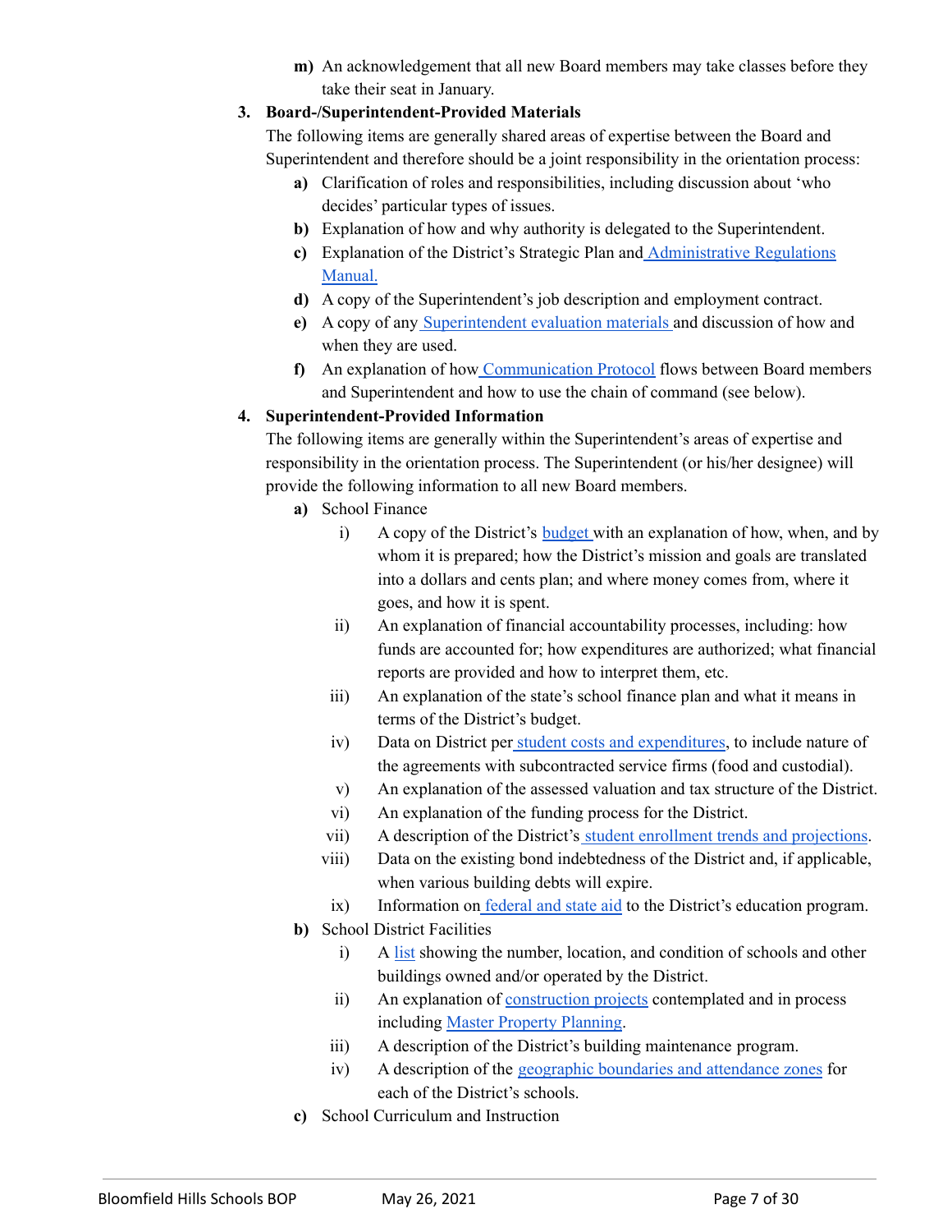**m)** An acknowledgement that all new Board members may take classes before they take their seat in January.

**3. Board-/Superintendent-Provided Materials**

The following items are generally shared areas of expertise between the Board and Superintendent and therefore should be a joint responsibility in the orientation process:

**a)** Clarification of roles and responsibilities, including discussion about 'who decides' particular types of issues.

**b)** Explanation of how and why authority is delegated to the Superintendent.

**c)** Explanation of the District's Strategic Plan and Administrative Regulations Manual.

**d)** A copy of the Superintendent's job description and employment contract.

**e)** A copy of any Superintendent evaluation materials and discussion of how and when they are used.

**f)** An explanation of how Communication Protocol flows between Board members and Superintendent and how to use the chain of command (see below).

**4. Superintendent-Provided Information**

The following items are generally within the Superintendent's areas of expertise and responsibility in the orientation process. The Superintendent (or his/her designee) will provide the following information to all new Board members.

**a)** School Finance

i) A copy of the District's budget with an explanation of how, when, and by whom it is prepared; how the District's mission and goals are translated into a dollars and cents plan; and where money comes from, where it goes, and how it is spent.

ii) An explanation of financial accountability processes, including: how funds are accounted for; how expenditures are authorized; what financial reports are provided and how to interpret them, etc.

iii) An explanation of the state's school finance plan and what it means in terms of the District's budget.

iv) Data on District per student costs and expenditures, to include nature of the agreements with subcontracted service firms (food and custodial).

v) An explanation of the assessed valuation and tax structure of the District.

vi) An explanation of the funding process for the District.

vii) A description of the District's student enrollment trends and projections.

viii) Data on the existing bond indebtedness of the District and, if applicable, when various building debts will expire.

ix) Information on federal and state aid to the District's education program.

**b)** School District Facilities

i) A list showing the number, location, and condition of schools and other buildings owned and/or operated by the District.

ii) An explanation of construction projects contemplated and in process including Master Property Planning.

iii) A description of the District's building maintenance program.

iv) A description of the geographic boundaries and attendance zones for each of the District's schools.

**c)** School Curriculum and Instruction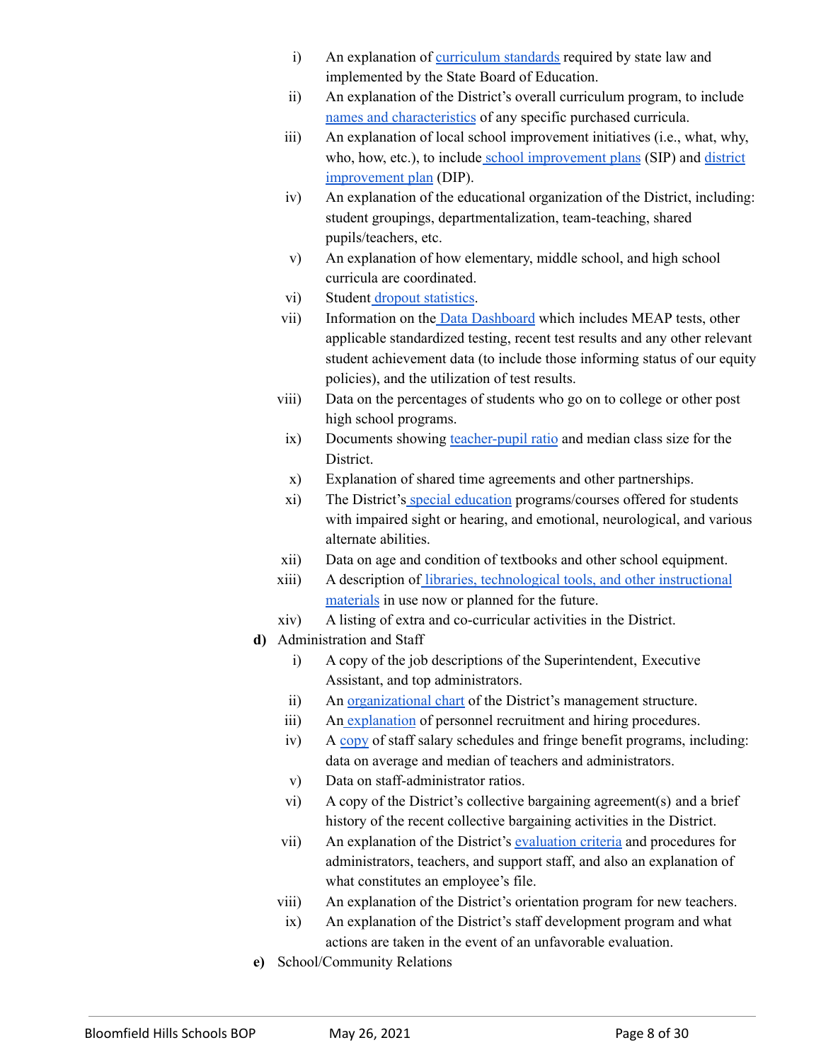i) An explanation of curriculum standards required by state law and implemented by the State Board of Education.

ii) An explanation of the District's overall curriculum program, to include names and characteristics of any specific purchased curricula.

iii) An explanation of local school improvement initiatives (i.e., what, why, who, how, etc.), to include school improvement plans (SIP) and district improvement plan (DIP).

iv) An explanation of the educational organization of the District, including: student groupings, departmentalization, team-teaching, shared pupils/teachers, etc.

v) An explanation of how elementary, middle school, and high school curricula are coordinated.

vi) Student dropout statistics.

vii) Information on the Data Dashboard which includes MEAP tests, other applicable standardized testing, recent test results and any other relevant student achievement data (to include those informing status of our equity policies), and the utilization of test results.

viii) Data on the percentages of students who go on to college or other post high school programs.

ix) Documents showing teacher-pupil ratio and median class size for the District.

x) Explanation of shared time agreements and other partnerships.

xi) The District's special education programs/courses offered for students with impaired sight or hearing, and emotional, neurological, and various alternate abilities.

xii) Data on age and condition of textbooks and other school equipment.

xiii) A description of libraries, technological tools, and other instructional materials in use now or planned for the future.

xiv) A listing of extra and co-curricular activities in the District.

**d)** Administration and Staff

i) A copy of the job descriptions of the Superintendent, Executive Assistant, and top administrators.

ii) An organizational chart of the District's management structure.

iii) An explanation of personnel recruitment and hiring procedures.

iv) A copy of staff salary schedules and fringe benefit programs, including: data on average and median of teachers and administrators.

v) Data on staff-administrator ratios.

vi) A copy of the District's collective bargaining agreement(s) and a brief history of the recent collective bargaining activities in the District.

vii) An explanation of the District's evaluation criteria and procedures for administrators, teachers, and support staff, and also an explanation of what constitutes an employee's file.

viii) An explanation of the District's orientation program for new teachers.

ix) An explanation of the District's staff development program and what actions are taken in the event of an unfavorable evaluation.

**e)** School/Community Relations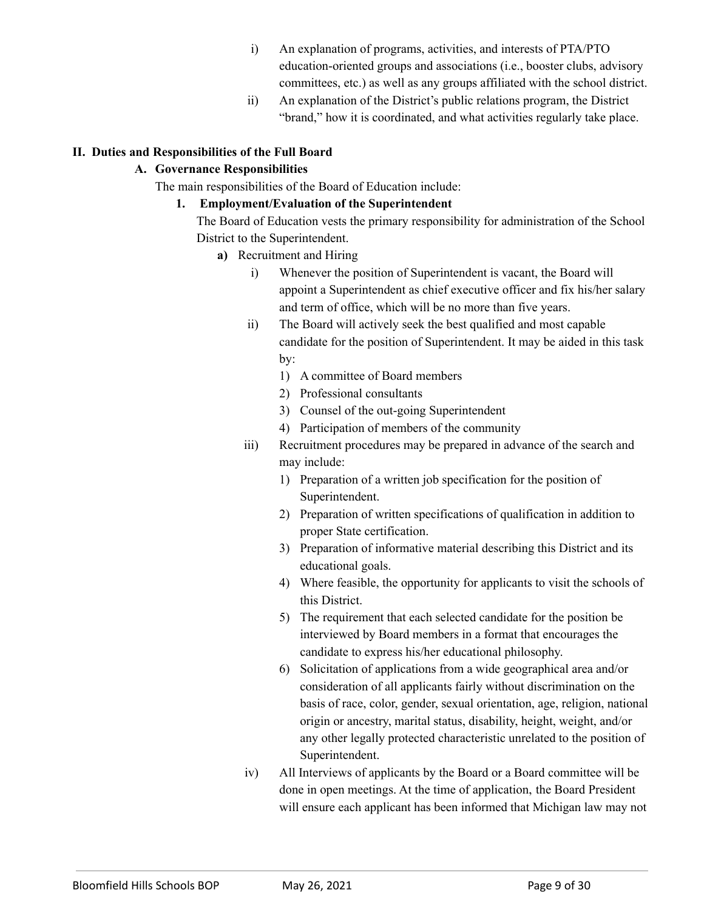i) An explanation of programs, activities, and interests of PTA/PTO education-oriented groups and associations (i.e., booster clubs, advisory committees, etc.) as well as any groups affiliated with the school district.

ii) An explanation of the District's public relations program, the District "brand," how it is coordinated, and what activities regularly take place.

## II. Duties and Responsibilities of the Full Board

### A. Governance Responsibilities

The main responsibilities of the Board of Education include:

#### 1. Employment/Evaluation of the Superintendent

The Board of Education vests the primary responsibility for administration of the School District to the Superintendent.

**a)** Recruitment and Hiring

i) Whenever the position of Superintendent is vacant, the Board will appoint a Superintendent as chief executive officer and fix his/her salary and term of office, which will be no more than five years.

ii) The Board will actively seek the best qualified and most capable candidate for the position of Superintendent. It may be aided in this task by:

1) A committee of Board members
2) Professional consultants
3) Counsel of the out-going Superintendent
4) Participation of members of the community

iii) Recruitment procedures may be prepared in advance of the search and may include:

1) Preparation of a written job specification for the position of Superintendent.
2) Preparation of written specifications of qualification in addition to proper State certification.
3) Preparation of informative material describing this District and its educational goals.
4) Where feasible, the opportunity for applicants to visit the schools of this District.
5) The requirement that each selected candidate for the position be interviewed by Board members in a format that encourages the candidate to express his/her educational philosophy.
6) Solicitation of applications from a wide geographical area and/or consideration of all applicants fairly without discrimination on the basis of race, color, gender, sexual orientation, age, religion, national origin or ancestry, marital status, disability, height, weight, and/or any other legally protected characteristic unrelated to the position of Superintendent.

iv) All Interviews of applicants by the Board or a Board committee will be done in open meetings. At the time of application, the Board President will ensure each applicant has been informed that Michigan law may not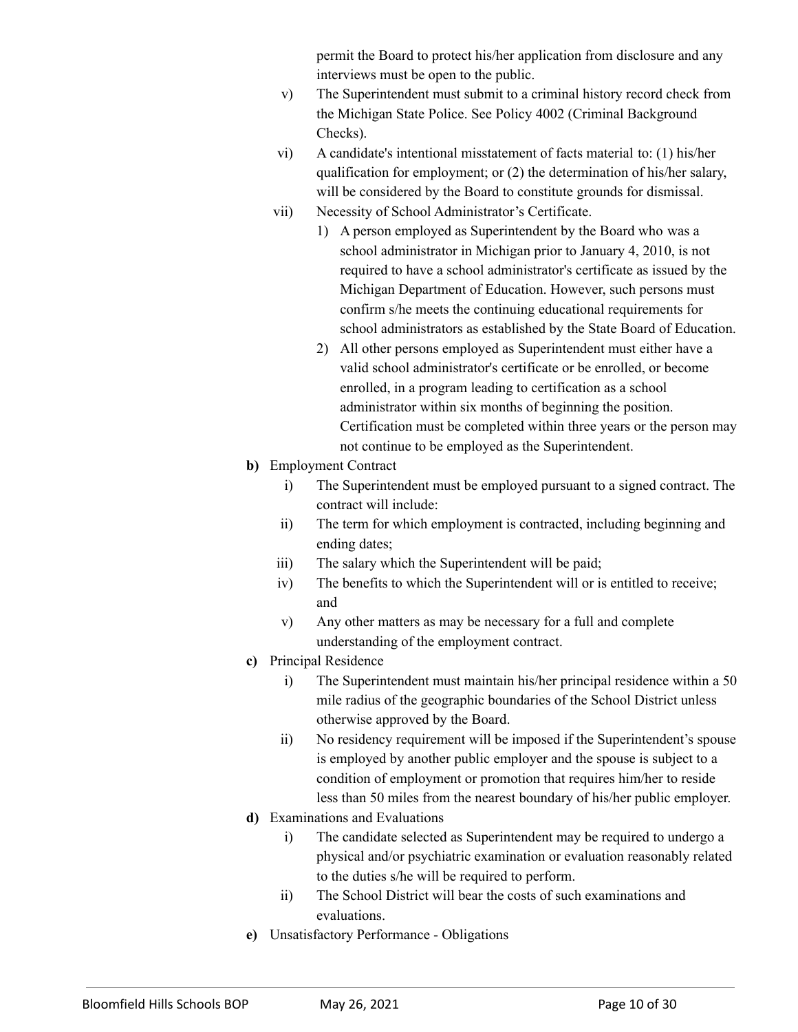permit the Board to protect his/her application from disclosure and any interviews must be open to the public.

v) The Superintendent must submit to a criminal history record check from the Michigan State Police. See Policy 4002 (Criminal Background Checks).

vi) A candidate's intentional misstatement of facts material to: (1) his/her qualification for employment; or (2) the determination of his/her salary, will be considered by the Board to constitute grounds for dismissal.

vii) Necessity of School Administrator's Certificate.

1) A person employed as Superintendent by the Board who was a school administrator in Michigan prior to January 4, 2010, is not required to have a school administrator's certificate as issued by the Michigan Department of Education. However, such persons must confirm s/he meets the continuing educational requirements for school administrators as established by the State Board of Education.

2) All other persons employed as Superintendent must either have a valid school administrator's certificate or be enrolled, or become enrolled, in a program leading to certification as a school administrator within six months of beginning the position. Certification must be completed within three years or the person may not continue to be employed as the Superintendent.

**b)** Employment Contract

i) The Superintendent must be employed pursuant to a signed contract. The contract will include:

ii) The term for which employment is contracted, including beginning and ending dates;

iii) The salary which the Superintendent will be paid;

iv) The benefits to which the Superintendent will or is entitled to receive; and

v) Any other matters as may be necessary for a full and complete understanding of the employment contract.

**c)** Principal Residence

i) The Superintendent must maintain his/her principal residence within a 50 mile radius of the geographic boundaries of the School District unless otherwise approved by the Board.

ii) No residency requirement will be imposed if the Superintendent's spouse is employed by another public employer and the spouse is subject to a condition of employment or promotion that requires him/her to reside less than 50 miles from the nearest boundary of his/her public employer.

**d)** Examinations and Evaluations

i) The candidate selected as Superintendent may be required to undergo a physical and/or psychiatric examination or evaluation reasonably related to the duties s/he will be required to perform.

ii) The School District will bear the costs of such examinations and evaluations.

**e)** Unsatisfactory Performance - Obligations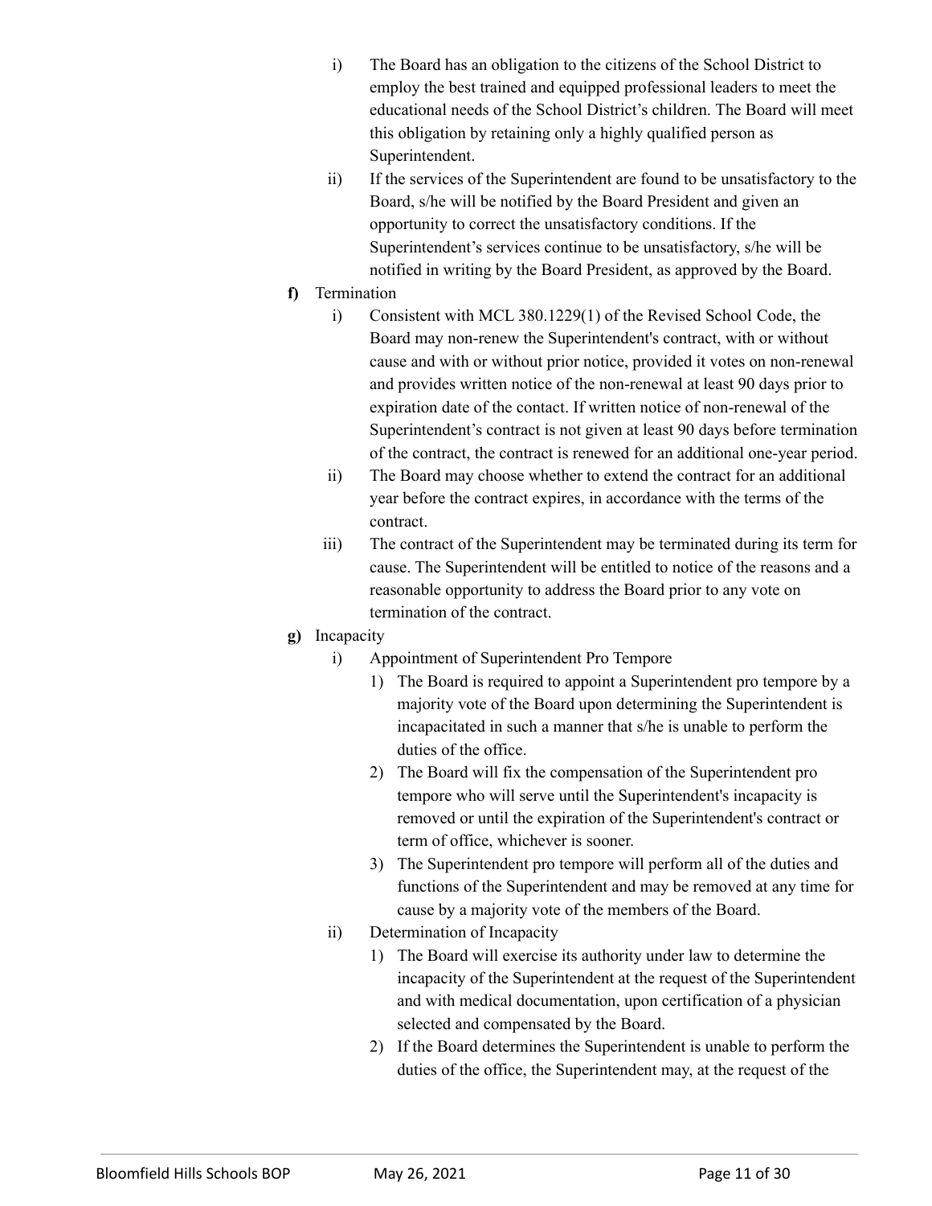i) The Board has an obligation to the citizens of the School District to employ the best trained and equipped professional leaders to meet the educational needs of the School District's children. The Board will meet this obligation by retaining only a highly qualified person as Superintendent.

ii) If the services of the Superintendent are found to be unsatisfactory to the Board, s/he will be notified by the Board President and given an opportunity to correct the unsatisfactory conditions. If the Superintendent's services continue to be unsatisfactory, s/he will be notified in writing by the Board President, as approved by the Board.

**f)** Termination

i) Consistent with MCL 380.1229(1) of the Revised School Code, the Board may non-renew the Superintendent's contract, with or without cause and with or without prior notice, provided it votes on non-renewal and provides written notice of the non-renewal at least 90 days prior to expiration date of the contact. If written notice of non-renewal of the Superintendent's contract is not given at least 90 days before termination of the contract, the contract is renewed for an additional one-year period.

ii) The Board may choose whether to extend the contract for an additional year before the contract expires, in accordance with the terms of the contract.

iii) The contract of the Superintendent may be terminated during its term for cause. The Superintendent will be entitled to notice of the reasons and a reasonable opportunity to address the Board prior to any vote on termination of the contract.

**g)** Incapacity

i) Appointment of Superintendent Pro Tempore

1) The Board is required to appoint a Superintendent pro tempore by a majority vote of the Board upon determining the Superintendent is incapacitated in such a manner that s/he is unable to perform the duties of the office.

2) The Board will fix the compensation of the Superintendent pro tempore who will serve until the Superintendent's incapacity is removed or until the expiration of the Superintendent's contract or term of office, whichever is sooner.

3) The Superintendent pro tempore will perform all of the duties and functions of the Superintendent and may be removed at any time for cause by a majority vote of the members of the Board.

ii) Determination of Incapacity

1) The Board will exercise its authority under law to determine the incapacity of the Superintendent at the request of the Superintendent and with medical documentation, upon certification of a physician selected and compensated by the Board.

2) If the Board determines the Superintendent is unable to perform the duties of the office, the Superintendent may, at the request of the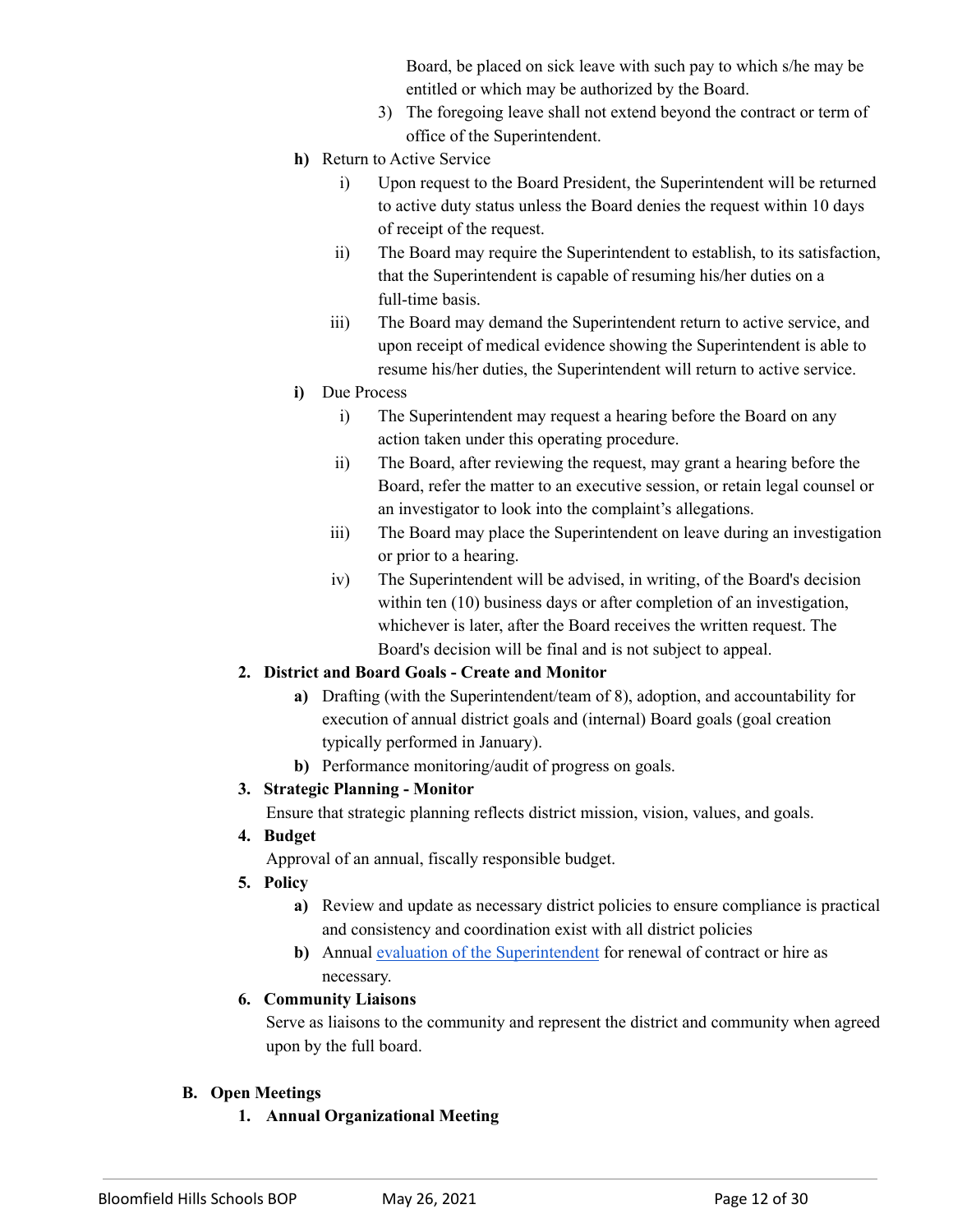Board, be placed on sick leave with such pay to which s/he may be entitled or which may be authorized by the Board.

3) The foregoing leave shall not extend beyond the contract or term of office of the Superintendent.

**h)** Return to Active Service

i) Upon request to the Board President, the Superintendent will be returned to active duty status unless the Board denies the request within 10 days of receipt of the request.

ii) The Board may require the Superintendent to establish, to its satisfaction, that the Superintendent is capable of resuming his/her duties on a full-time basis.

iii) The Board may demand the Superintendent return to active service, and upon receipt of medical evidence showing the Superintendent is able to resume his/her duties, the Superintendent will return to active service.

**i)** Due Process

i) The Superintendent may request a hearing before the Board on any action taken under this operating procedure.

ii) The Board, after reviewing the request, may grant a hearing before the Board, refer the matter to an executive session, or retain legal counsel or an investigator to look into the complaint's allegations.

iii) The Board may place the Superintendent on leave during an investigation or prior to a hearing.

iv) The Superintendent will be advised, in writing, of the Board's decision within ten (10) business days or after completion of an investigation, whichever is later, after the Board receives the written request. The Board's decision will be final and is not subject to appeal.

**2. District and Board Goals - Create and Monitor**

**a)** Drafting (with the Superintendent/team of 8), adoption, and accountability for execution of annual district goals and (internal) Board goals (goal creation typically performed in January).

**b)** Performance monitoring/audit of progress on goals.

**3. Strategic Planning - Monitor**

Ensure that strategic planning reflects district mission, vision, values, and goals.

**4. Budget**

Approval of an annual, fiscally responsible budget.

**5. Policy**

**a)** Review and update as necessary district policies to ensure compliance is practical and consistency and coordination exist with all district policies

**b)** Annual [evaluation of the Superintendent]() for renewal of contract or hire as necessary.

**6. Community Liaisons**

Serve as liaisons to the community and represent the district and community when agreed upon by the full board.

## B. Open Meetings

**1. Annual Organizational Meeting**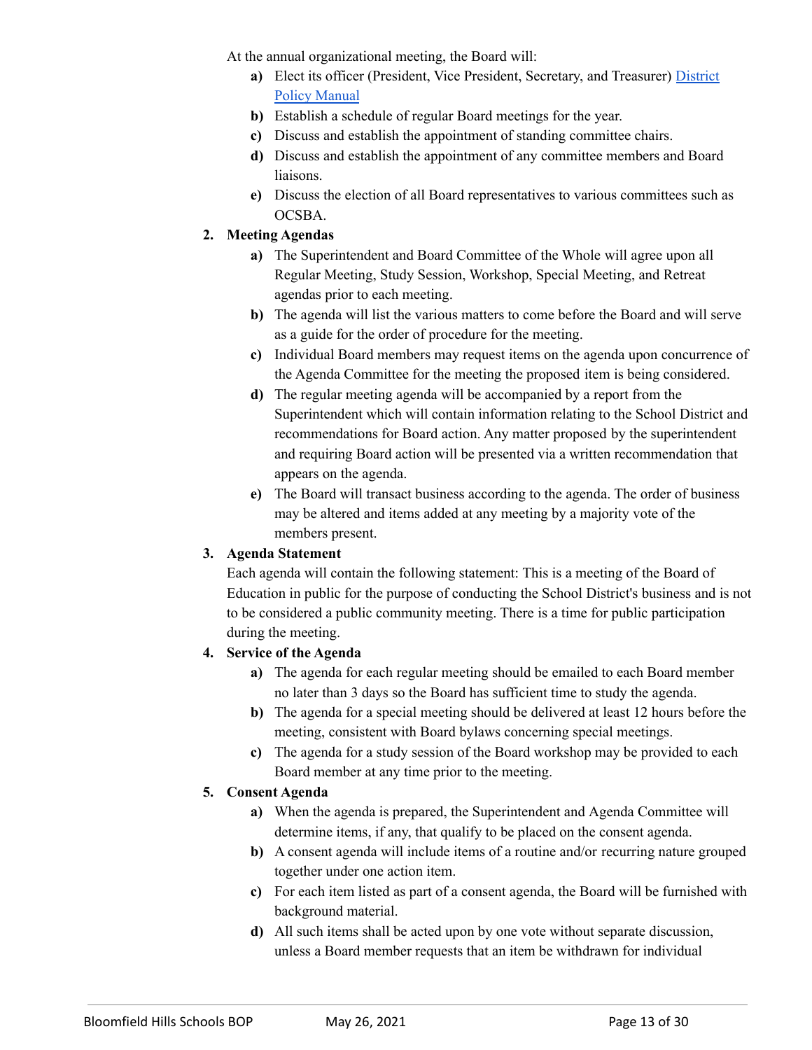At the annual organizational meeting, the Board will:

- **a)** Elect its officer (President, Vice President, Secretary, and Treasurer) [District Policy Manual]
- **b)** Establish a schedule of regular Board meetings for the year.
- **c)** Discuss and establish the appointment of standing committee chairs.
- **d)** Discuss and establish the appointment of any committee members and Board liaisons.
- **e)** Discuss the election of all Board representatives to various committees such as OCSBA.

**2. Meeting Agendas**

- **a)** The Superintendent and Board Committee of the Whole will agree upon all Regular Meeting, Study Session, Workshop, Special Meeting, and Retreat agendas prior to each meeting.
- **b)** The agenda will list the various matters to come before the Board and will serve as a guide for the order of procedure for the meeting.
- **c)** Individual Board members may request items on the agenda upon concurrence of the Agenda Committee for the meeting the proposed item is being considered.
- **d)** The regular meeting agenda will be accompanied by a report from the Superintendent which will contain information relating to the School District and recommendations for Board action. Any matter proposed by the superintendent and requiring Board action will be presented via a written recommendation that appears on the agenda.
- **e)** The Board will transact business according to the agenda. The order of business may be altered and items added at any meeting by a majority vote of the members present.

**3. Agenda Statement**

Each agenda will contain the following statement: This is a meeting of the Board of Education in public for the purpose of conducting the School District's business and is not to be considered a public community meeting. There is a time for public participation during the meeting.

**4. Service of the Agenda**

- **a)** The agenda for each regular meeting should be emailed to each Board member no later than 3 days so the Board has sufficient time to study the agenda.
- **b)** The agenda for a special meeting should be delivered at least 12 hours before the meeting, consistent with Board bylaws concerning special meetings.
- **c)** The agenda for a study session of the Board workshop may be provided to each Board member at any time prior to the meeting.

**5. Consent Agenda**

- **a)** When the agenda is prepared, the Superintendent and Agenda Committee will determine items, if any, that qualify to be placed on the consent agenda.
- **b)** A consent agenda will include items of a routine and/or recurring nature grouped together under one action item.
- **c)** For each item listed as part of a consent agenda, the Board will be furnished with background material.
- **d)** All such items shall be acted upon by one vote without separate discussion, unless a Board member requests that an item be withdrawn for individual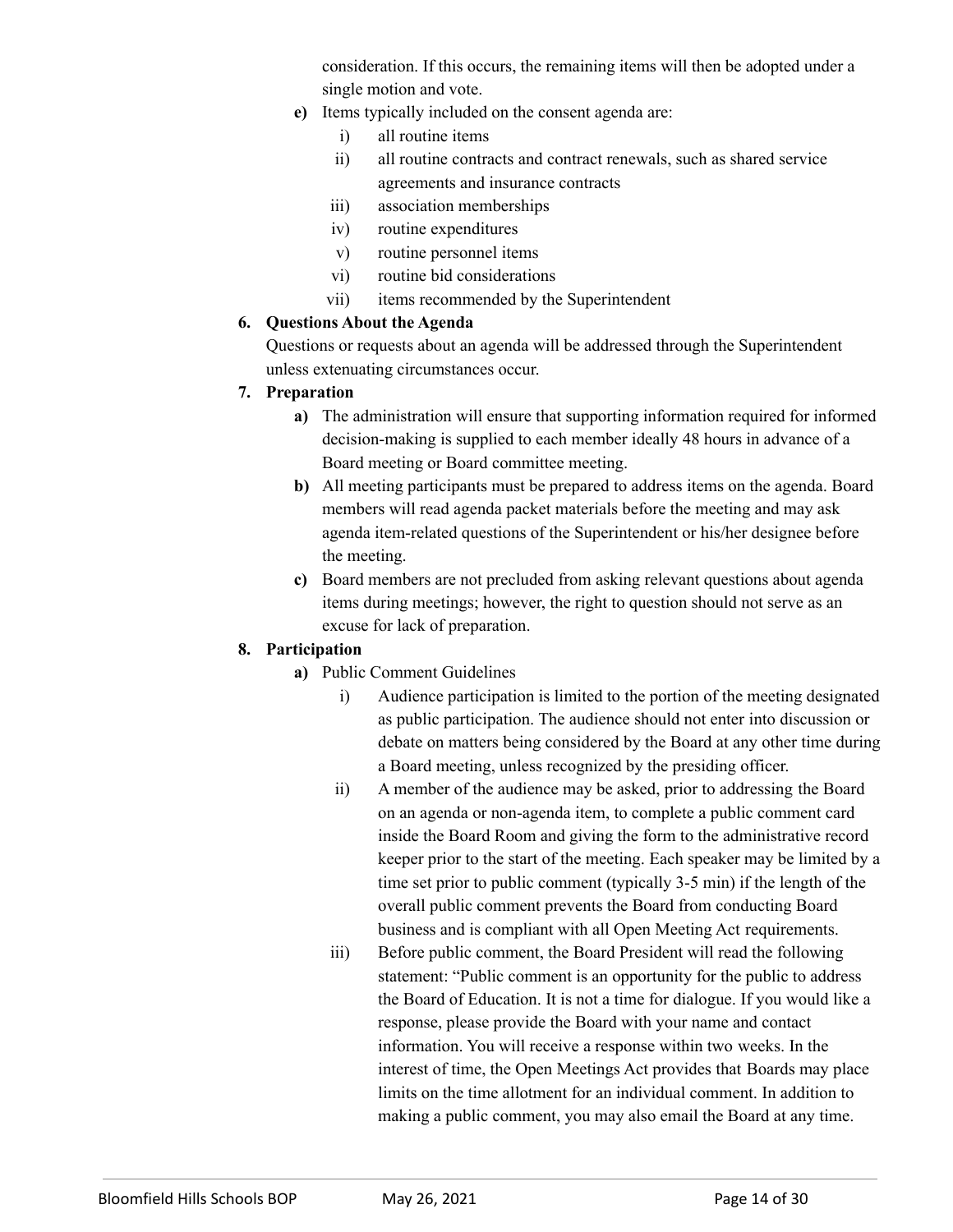consideration. If this occurs, the remaining items will then be adopted under a single motion and vote.

**e)** Items typically included on the consent agenda are:

i) all routine items

ii) all routine contracts and contract renewals, such as shared service agreements and insurance contracts

iii) association memberships

iv) routine expenditures

v) routine personnel items

vi) routine bid considerations

vii) items recommended by the Superintendent

**6. Questions About the Agenda**

Questions or requests about an agenda will be addressed through the Superintendent unless extenuating circumstances occur.

**7. Preparation**

**a)** The administration will ensure that supporting information required for informed decision-making is supplied to each member ideally 48 hours in advance of a Board meeting or Board committee meeting.

**b)** All meeting participants must be prepared to address items on the agenda. Board members will read agenda packet materials before the meeting and may ask agenda item-related questions of the Superintendent or his/her designee before the meeting.

**c)** Board members are not precluded from asking relevant questions about agenda items during meetings; however, the right to question should not serve as an excuse for lack of preparation.

**8. Participation**

**a)** Public Comment Guidelines

i) Audience participation is limited to the portion of the meeting designated as public participation. The audience should not enter into discussion or debate on matters being considered by the Board at any other time during a Board meeting, unless recognized by the presiding officer.

ii) A member of the audience may be asked, prior to addressing the Board on an agenda or non-agenda item, to complete a public comment card inside the Board Room and giving the form to the administrative record keeper prior to the start of the meeting. Each speaker may be limited by a time set prior to public comment (typically 3-5 min) if the length of the overall public comment prevents the Board from conducting Board business and is compliant with all Open Meeting Act requirements.

iii) Before public comment, the Board President will read the following statement: "Public comment is an opportunity for the public to address the Board of Education. It is not a time for dialogue. If you would like a response, please provide the Board with your name and contact information. You will receive a response within two weeks. In the interest of time, the Open Meetings Act provides that Boards may place limits on the time allotment for an individual comment. In addition to making a public comment, you may also email the Board at any time.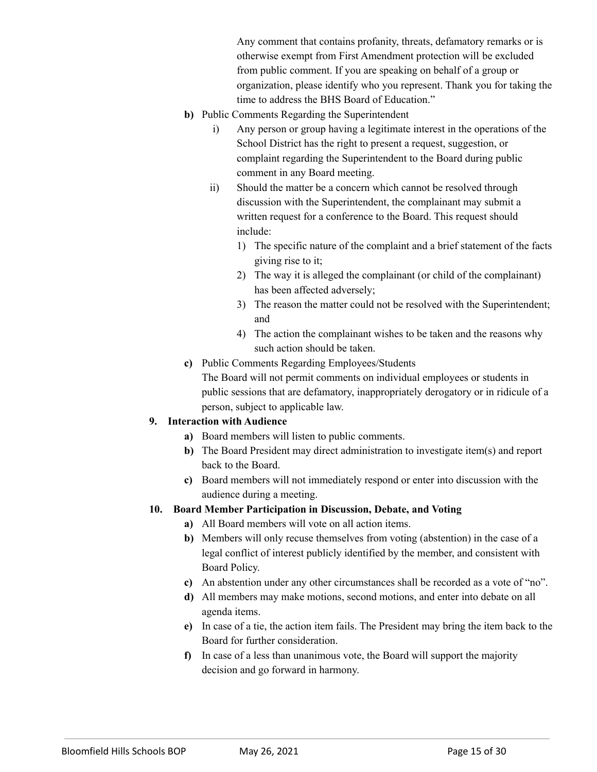Any comment that contains profanity, threats, defamatory remarks or is otherwise exempt from First Amendment protection will be excluded from public comment. If you are speaking on behalf of a group or organization, please identify who you represent. Thank you for taking the time to address the BHS Board of Education."

- **b)** Public Comments Regarding the Superintendent
  - i) Any person or group having a legitimate interest in the operations of the School District has the right to present a request, suggestion, or complaint regarding the Superintendent to the Board during public comment in any Board meeting.
  - ii) Should the matter be a concern which cannot be resolved through discussion with the Superintendent, the complainant may submit a written request for a conference to the Board. This request should include:
    1) The specific nature of the complaint and a brief statement of the facts giving rise to it;
    2) The way it is alleged the complainant (or child of the complainant) has been affected adversely;
    3) The reason the matter could not be resolved with the Superintendent; and
    4) The action the complainant wishes to be taken and the reasons why such action should be taken.
- **c)** Public Comments Regarding Employees/Students
  The Board will not permit comments on individual employees or students in public sessions that are defamatory, inappropriately derogatory or in ridicule of a person, subject to applicable law.

**9. Interaction with Audience**

- **a)** Board members will listen to public comments.
- **b)** The Board President may direct administration to investigate item(s) and report back to the Board.
- **c)** Board members will not immediately respond or enter into discussion with the audience during a meeting.

**10. Board Member Participation in Discussion, Debate, and Voting**

- **a)** All Board members will vote on all action items.
- **b)** Members will only recuse themselves from voting (abstention) in the case of a legal conflict of interest publicly identified by the member, and consistent with Board Policy.
- **c)** An abstention under any other circumstances shall be recorded as a vote of "no".
- **d)** All members may make motions, second motions, and enter into debate on all agenda items.
- **e)** In case of a tie, the action item fails. The President may bring the item back to the Board for further consideration.
- **f)** In case of a less than unanimous vote, the Board will support the majority decision and go forward in harmony.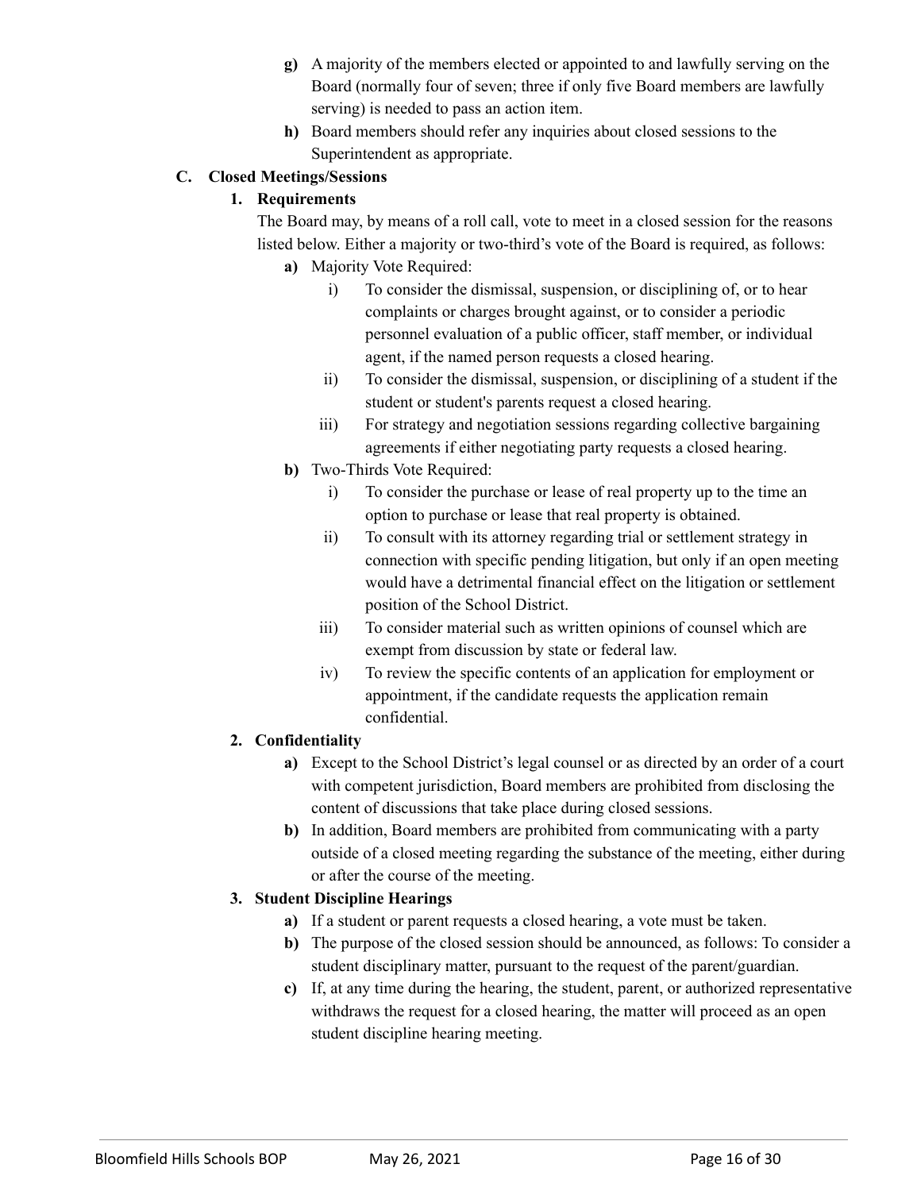- **g)** A majority of the members elected or appointed to and lawfully serving on the Board (normally four of seven; three if only five Board members are lawfully serving) is needed to pass an action item.
- **h)** Board members should refer any inquiries about closed sessions to the Superintendent as appropriate.

## C. Closed Meetings/Sessions

### 1. Requirements

The Board may, by means of a roll call, vote to meet in a closed session for the reasons listed below. Either a majority or two-third's vote of the Board is required, as follows:

- **a)** Majority Vote Required:
  - i) To consider the dismissal, suspension, or disciplining of, or to hear complaints or charges brought against, or to consider a periodic personnel evaluation of a public officer, staff member, or individual agent, if the named person requests a closed hearing.
  - ii) To consider the dismissal, suspension, or disciplining of a student if the student or student's parents request a closed hearing.
  - iii) For strategy and negotiation sessions regarding collective bargaining agreements if either negotiating party requests a closed hearing.
- **b)** Two-Thirds Vote Required:
  - i) To consider the purchase or lease of real property up to the time an option to purchase or lease that real property is obtained.
  - ii) To consult with its attorney regarding trial or settlement strategy in connection with specific pending litigation, but only if an open meeting would have a detrimental financial effect on the litigation or settlement position of the School District.
  - iii) To consider material such as written opinions of counsel which are exempt from discussion by state or federal law.
  - iv) To review the specific contents of an application for employment or appointment, if the candidate requests the application remain confidential.

### 2. Confidentiality

- **a)** Except to the School District's legal counsel or as directed by an order of a court with competent jurisdiction, Board members are prohibited from disclosing the content of discussions that take place during closed sessions.
- **b)** In addition, Board members are prohibited from communicating with a party outside of a closed meeting regarding the substance of the meeting, either during or after the course of the meeting.

### 3. Student Discipline Hearings

- **a)** If a student or parent requests a closed hearing, a vote must be taken.
- **b)** The purpose of the closed session should be announced, as follows: To consider a student disciplinary matter, pursuant to the request of the parent/guardian.
- **c)** If, at any time during the hearing, the student, parent, or authorized representative withdraws the request for a closed hearing, the matter will proceed as an open student discipline hearing meeting.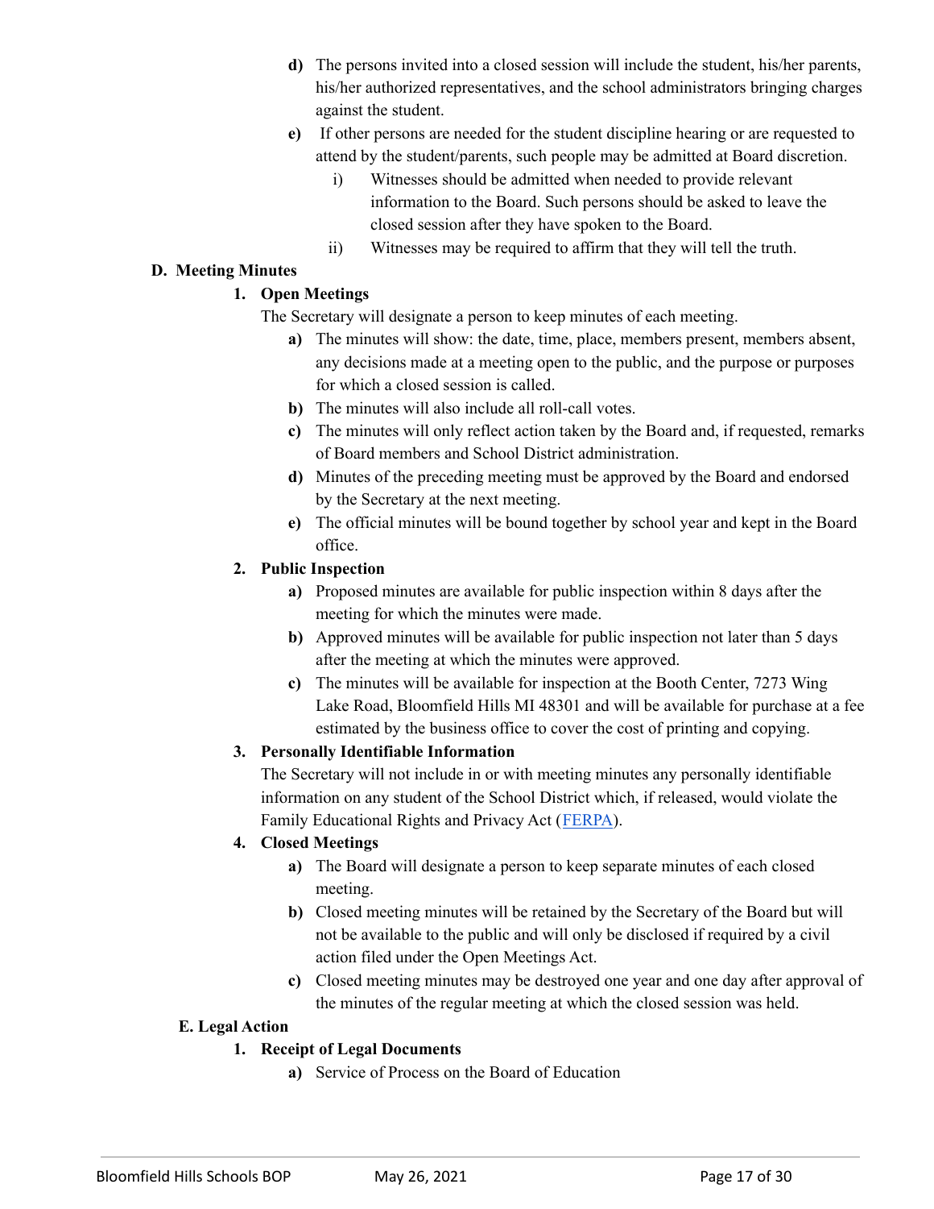- **d)** The persons invited into a closed session will include the student, his/her parents, his/her authorized representatives, and the school administrators bringing charges against the student.
- **e)** If other persons are needed for the student discipline hearing or are requested to attend by the student/parents, such people may be admitted at Board discretion.
  - i) Witnesses should be admitted when needed to provide relevant information to the Board. Such persons should be asked to leave the closed session after they have spoken to the Board.
  - ii) Witnesses may be required to affirm that they will tell the truth.

### D. Meeting Minutes

#### 1. Open Meetings

The Secretary will designate a person to keep minutes of each meeting.

- **a)** The minutes will show: the date, time, place, members present, members absent, any decisions made at a meeting open to the public, and the purpose or purposes for which a closed session is called.
- **b)** The minutes will also include all roll-call votes.
- **c)** The minutes will only reflect action taken by the Board and, if requested, remarks of Board members and School District administration.
- **d)** Minutes of the preceding meeting must be approved by the Board and endorsed by the Secretary at the next meeting.
- **e)** The official minutes will be bound together by school year and kept in the Board office.

#### 2. Public Inspection

- **a)** Proposed minutes are available for public inspection within 8 days after the meeting for which the minutes were made.
- **b)** Approved minutes will be available for public inspection not later than 5 days after the meeting at which the minutes were approved.
- **c)** The minutes will be available for inspection at the Booth Center, 7273 Wing Lake Road, Bloomfield Hills MI 48301 and will be available for purchase at a fee estimated by the business office to cover the cost of printing and copying.

#### 3. Personally Identifiable Information

The Secretary will not include in or with meeting minutes any personally identifiable information on any student of the School District which, if released, would violate the Family Educational Rights and Privacy Act (FERPA).

#### 4. Closed Meetings

- **a)** The Board will designate a person to keep separate minutes of each closed meeting.
- **b)** Closed meeting minutes will be retained by the Secretary of the Board but will not be available to the public and will only be disclosed if required by a civil action filed under the Open Meetings Act.
- **c)** Closed meeting minutes may be destroyed one year and one day after approval of the minutes of the regular meeting at which the closed session was held.

### E. Legal Action

#### 1. Receipt of Legal Documents

- **a)** Service of Process on the Board of Education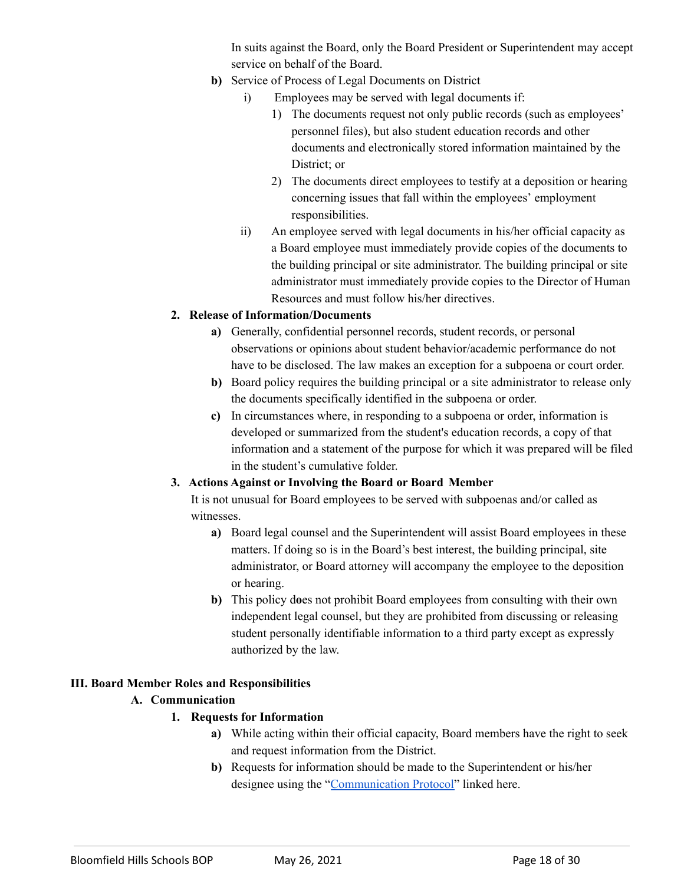In suits against the Board, only the Board President or Superintendent may accept service on behalf of the Board.

**b)** Service of Process of Legal Documents on District

i) Employees may be served with legal documents if:

1) The documents request not only public records (such as employees' personnel files), but also student education records and other documents and electronically stored information maintained by the District; or

2) The documents direct employees to testify at a deposition or hearing concerning issues that fall within the employees' employment responsibilities.

ii) An employee served with legal documents in his/her official capacity as a Board employee must immediately provide copies of the documents to the building principal or site administrator. The building principal or site administrator must immediately provide copies to the Director of Human Resources and must follow his/her directives.

**2. Release of Information/Documents**

**a)** Generally, confidential personnel records, student records, or personal observations or opinions about student behavior/academic performance do not have to be disclosed. The law makes an exception for a subpoena or court order.

**b)** Board policy requires the building principal or a site administrator to release only the documents specifically identified in the subpoena or order.

**c)** In circumstances where, in responding to a subpoena or order, information is developed or summarized from the student's education records, a copy of that information and a statement of the purpose for which it was prepared will be filed in the student's cumulative folder.

**3. Actions Against or Involving the Board or Board Member**

It is not unusual for Board employees to be served with subpoenas and/or called as witnesses.

**a)** Board legal counsel and the Superintendent will assist Board employees in these matters. If doing so is in the Board's best interest, the building principal, site administrator, or Board attorney will accompany the employee to the deposition or hearing.

**b)** This policy does not prohibit Board employees from consulting with their own independent legal counsel, but they are prohibited from discussing or releasing student personally identifiable information to a third party except as expressly authorized by the law.

## III. Board Member Roles and Responsibilities

### A. Communication

**1. Requests for Information**

**a)** While acting within their official capacity, Board members have the right to seek and request information from the District.

**b)** Requests for information should be made to the Superintendent or his/her designee using the "Communication Protocol" linked here.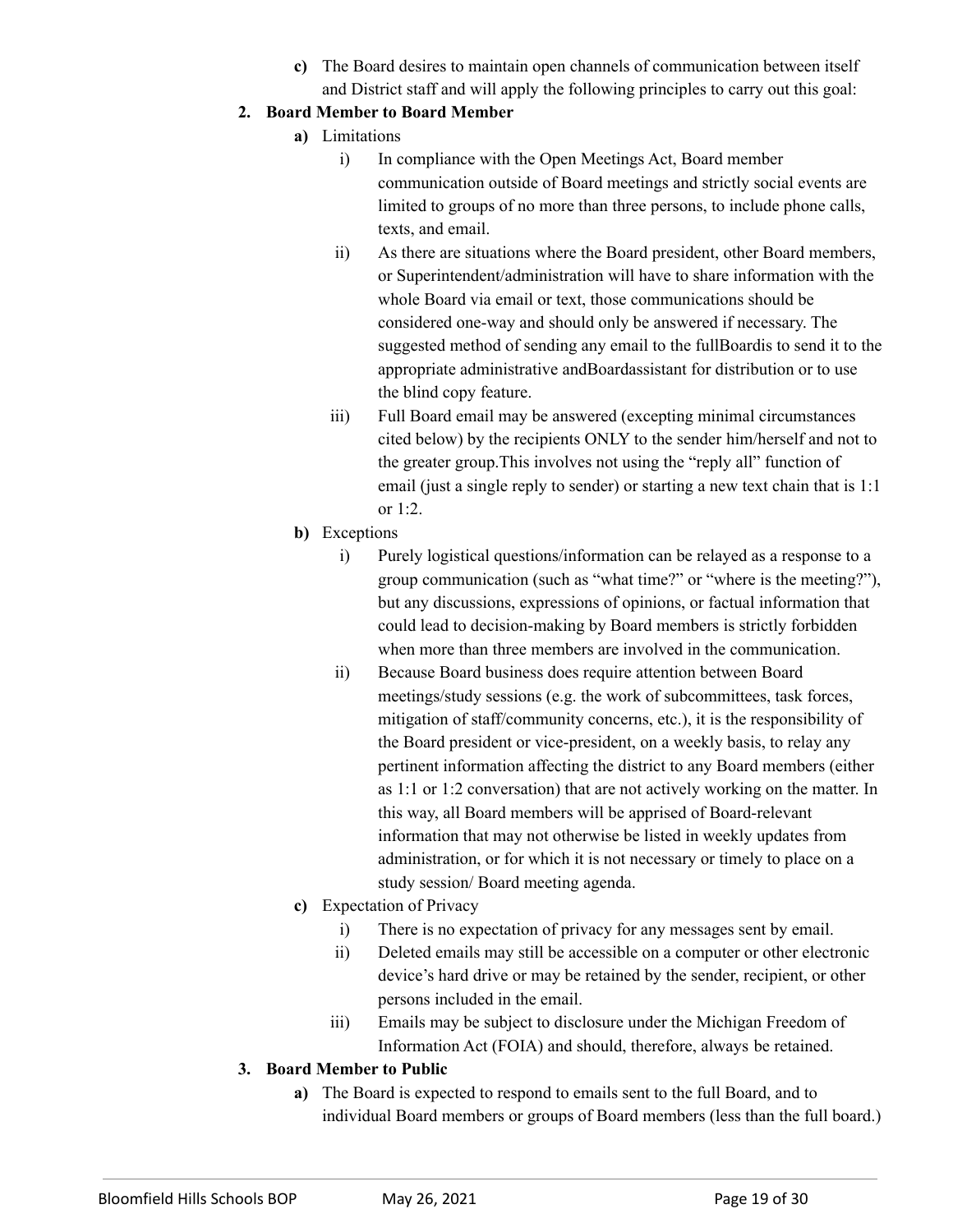c) The Board desires to maintain open channels of communication between itself and District staff and will apply the following principles to carry out this goal:

2. **Board Member to Board Member**
   - **a)** Limitations
     - i) In compliance with the Open Meetings Act, Board member communication outside of Board meetings and strictly social events are limited to groups of no more than three persons, to include phone calls, texts, and email.
     - ii) As there are situations where the Board president, other Board members, or Superintendent/administration will have to share information with the whole Board via email or text, those communications should be considered one-way and should only be answered if necessary. The suggested method of sending any email to the fullBoardis to send it to the appropriate administrative andBoardassistant for distribution or to use the blind copy feature.
     - iii) Full Board email may be answered (excepting minimal circumstances cited below) by the recipients ONLY to the sender him/herself and not to the greater group.This involves not using the "reply all" function of email (just a single reply to sender) or starting a new text chain that is 1:1 or 1:2.
   - **b)** Exceptions
     - i) Purely logistical questions/information can be relayed as a response to a group communication (such as "what time?" or "where is the meeting?"), but any discussions, expressions of opinions, or factual information that could lead to decision-making by Board members is strictly forbidden when more than three members are involved in the communication.
     - ii) Because Board business does require attention between Board meetings/study sessions (e.g. the work of subcommittees, task forces, mitigation of staff/community concerns, etc.), it is the responsibility of the Board president or vice-president, on a weekly basis, to relay any pertinent information affecting the district to any Board members (either as 1:1 or 1:2 conversation) that are not actively working on the matter. In this way, all Board members will be apprised of Board-relevant information that may not otherwise be listed in weekly updates from administration, or for which it is not necessary or timely to place on a study session/ Board meeting agenda.
   - **c)** Expectation of Privacy
     - i) There is no expectation of privacy for any messages sent by email.
     - ii) Deleted emails may still be accessible on a computer or other electronic device's hard drive or may be retained by the sender, recipient, or other persons included in the email.
     - iii) Emails may be subject to disclosure under the Michigan Freedom of Information Act (FOIA) and should, therefore, always be retained.

3. **Board Member to Public**
   - **a)** The Board is expected to respond to emails sent to the full Board, and to individual Board members or groups of Board members (less than the full board.)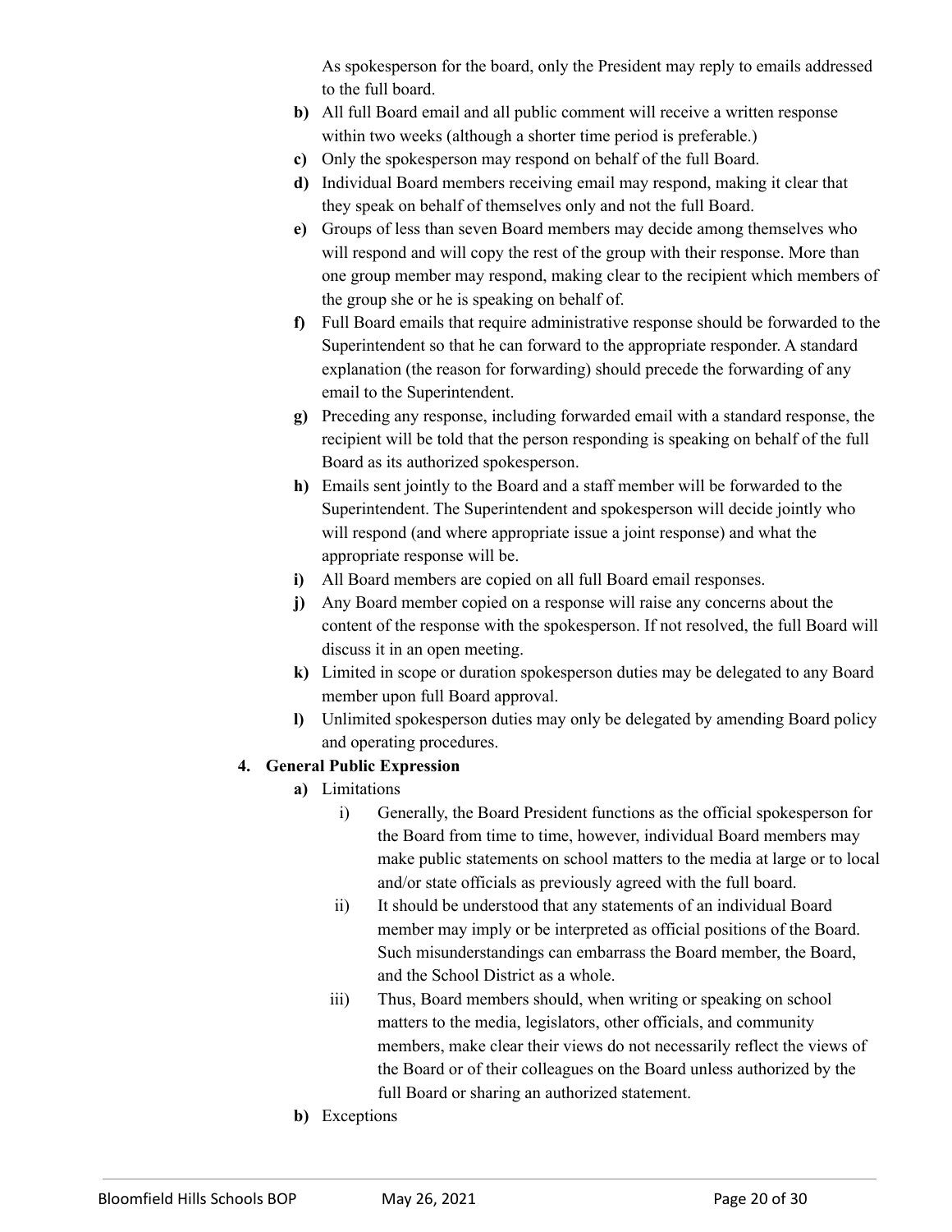As spokesperson for the board, only the President may reply to emails addressed to the full board.

- **b)** All full Board email and all public comment will receive a written response within two weeks (although a shorter time period is preferable.)
- **c)** Only the spokesperson may respond on behalf of the full Board.
- **d)** Individual Board members receiving email may respond, making it clear that they speak on behalf of themselves only and not the full Board.
- **e)** Groups of less than seven Board members may decide among themselves who will respond and will copy the rest of the group with their response. More than one group member may respond, making clear to the recipient which members of the group she or he is speaking on behalf of.
- **f)** Full Board emails that require administrative response should be forwarded to the Superintendent so that he can forward to the appropriate responder. A standard explanation (the reason for forwarding) should precede the forwarding of any email to the Superintendent.
- **g)** Preceding any response, including forwarded email with a standard response, the recipient will be told that the person responding is speaking on behalf of the full Board as its authorized spokesperson.
- **h)** Emails sent jointly to the Board and a staff member will be forwarded to the Superintendent. The Superintendent and spokesperson will decide jointly who will respond (and where appropriate issue a joint response) and what the appropriate response will be.
- **i)** All Board members are copied on all full Board email responses.
- **j)** Any Board member copied on a response will raise any concerns about the content of the response with the spokesperson. If not resolved, the full Board will discuss it in an open meeting.
- **k)** Limited in scope or duration spokesperson duties may be delegated to any Board member upon full Board approval.
- **l)** Unlimited spokesperson duties may only be delegated by amending Board policy and operating procedures.

**4. General Public Expression**

- **a)** Limitations
  - i) Generally, the Board President functions as the official spokesperson for the Board from time to time, however, individual Board members may make public statements on school matters to the media at large or to local and/or state officials as previously agreed with the full board.
  - ii) It should be understood that any statements of an individual Board member may imply or be interpreted as official positions of the Board. Such misunderstandings can embarrass the Board member, the Board, and the School District as a whole.
  - iii) Thus, Board members should, when writing or speaking on school matters to the media, legislators, other officials, and community members, make clear their views do not necessarily reflect the views of the Board or of their colleagues on the Board unless authorized by the full Board or sharing an authorized statement.
- **b)** Exceptions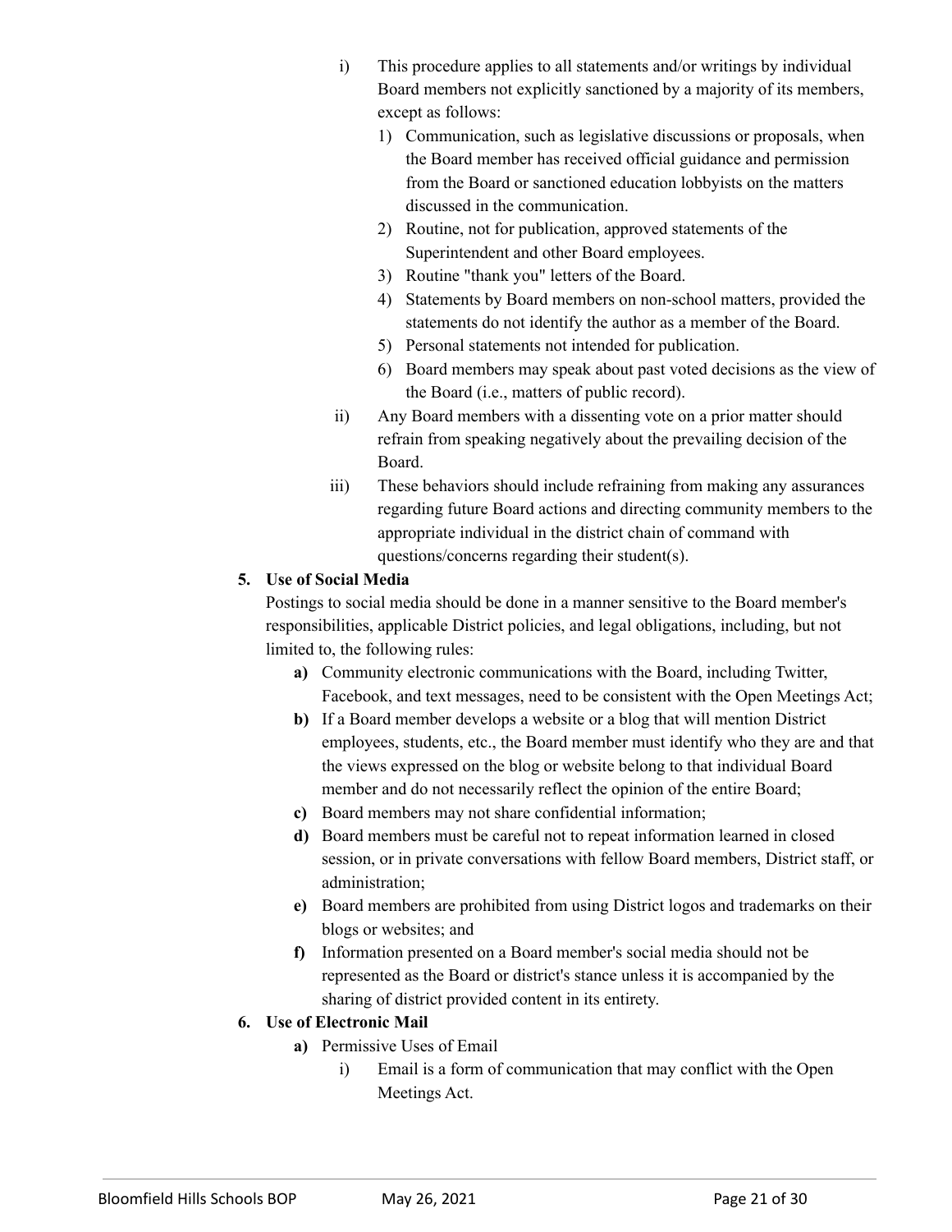i) This procedure applies to all statements and/or writings by individual Board members not explicitly sanctioned by a majority of its members, except as follows:
   1) Communication, such as legislative discussions or proposals, when the Board member has received official guidance and permission from the Board or sanctioned education lobbyists on the matters discussed in the communication.
   2) Routine, not for publication, approved statements of the Superintendent and other Board employees.
   3) Routine "thank you" letters of the Board.
   4) Statements by Board members on non-school matters, provided the statements do not identify the author as a member of the Board.
   5) Personal statements not intended for publication.
   6) Board members may speak about past voted decisions as the view of the Board (i.e., matters of public record).

ii) Any Board members with a dissenting vote on a prior matter should refrain from speaking negatively about the prevailing decision of the Board.

iii) These behaviors should include refraining from making any assurances regarding future Board actions and directing community members to the appropriate individual in the district chain of command with questions/concerns regarding their student(s).

**5. Use of Social Media**

Postings to social media should be done in a manner sensitive to the Board member's responsibilities, applicable District policies, and legal obligations, including, but not limited to, the following rules:

**a)** Community electronic communications with the Board, including Twitter, Facebook, and text messages, need to be consistent with the Open Meetings Act;

**b)** If a Board member develops a website or a blog that will mention District employees, students, etc., the Board member must identify who they are and that the views expressed on the blog or website belong to that individual Board member and do not necessarily reflect the opinion of the entire Board;

**c)** Board members may not share confidential information;

**d)** Board members must be careful not to repeat information learned in closed session, or in private conversations with fellow Board members, District staff, or administration;

**e)** Board members are prohibited from using District logos and trademarks on their blogs or websites; and

**f)** Information presented on a Board member's social media should not be represented as the Board or district's stance unless it is accompanied by the sharing of district provided content in its entirety.

**6. Use of Electronic Mail**

**a)** Permissive Uses of Email

i) Email is a form of communication that may conflict with the Open Meetings Act.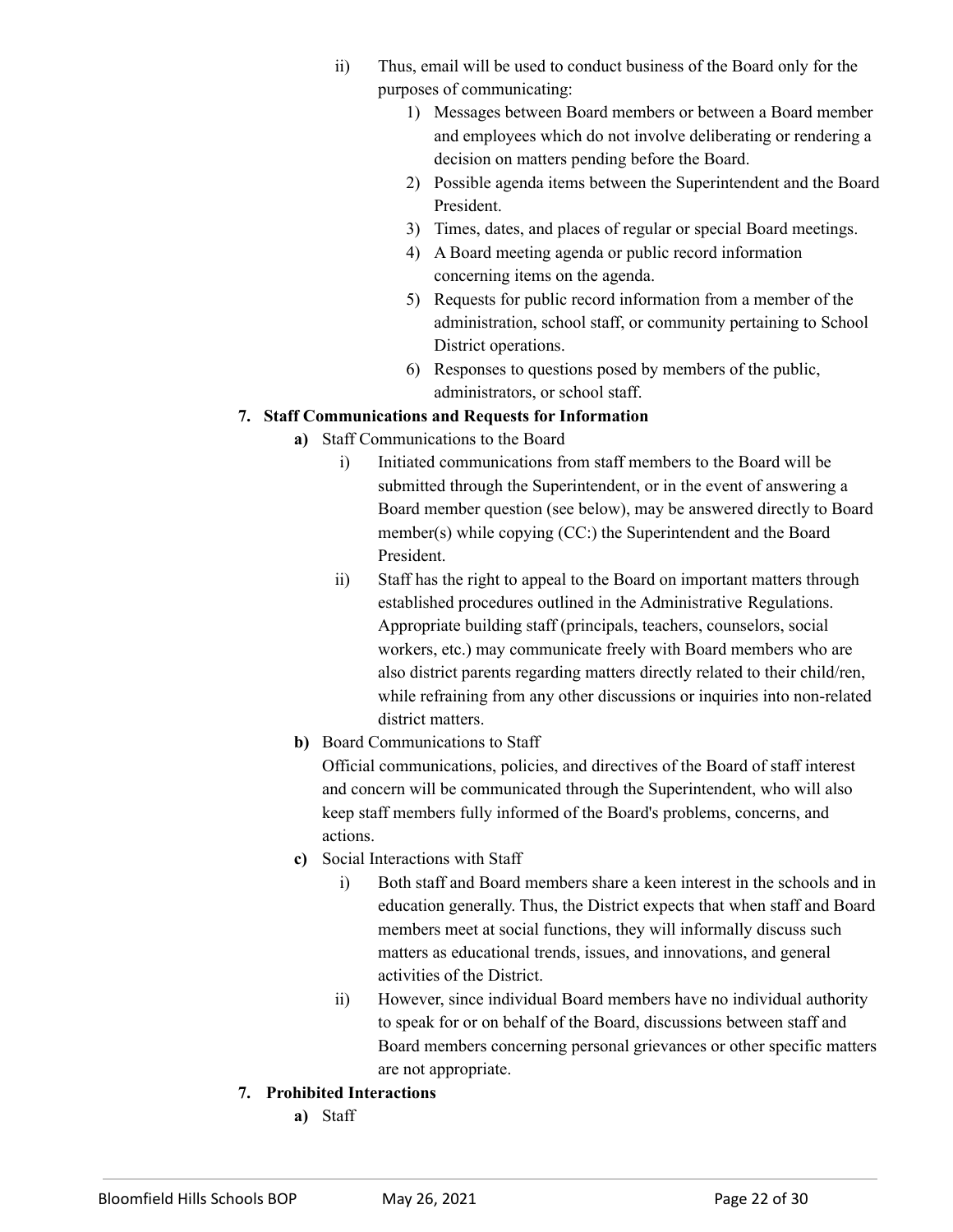ii) Thus, email will be used to conduct business of the Board only for the purposes of communicating:

1) Messages between Board members or between a Board member and employees which do not involve deliberating or rendering a decision on matters pending before the Board.
2) Possible agenda items between the Superintendent and the Board President.
3) Times, dates, and places of regular or special Board meetings.
4) A Board meeting agenda or public record information concerning items on the agenda.
5) Requests for public record information from a member of the administration, school staff, or community pertaining to School District operations.
6) Responses to questions posed by members of the public, administrators, or school staff.

**7. Staff Communications and Requests for Information**

**a)** Staff Communications to the Board

i) Initiated communications from staff members to the Board will be submitted through the Superintendent, or in the event of answering a Board member question (see below), may be answered directly to Board member(s) while copying (CC:) the Superintendent and the Board President.

ii) Staff has the right to appeal to the Board on important matters through established procedures outlined in the Administrative Regulations. Appropriate building staff (principals, teachers, counselors, social workers, etc.) may communicate freely with Board members who are also district parents regarding matters directly related to their child/ren, while refraining from any other discussions or inquiries into non-related district matters.

**b)** Board Communications to Staff

Official communications, policies, and directives of the Board of staff interest and concern will be communicated through the Superintendent, who will also keep staff members fully informed of the Board's problems, concerns, and actions.

**c)** Social Interactions with Staff

i) Both staff and Board members share a keen interest in the schools and in education generally. Thus, the District expects that when staff and Board members meet at social functions, they will informally discuss such matters as educational trends, issues, and innovations, and general activities of the District.

ii) However, since individual Board members have no individual authority to speak for or on behalf of the Board, discussions between staff and Board members concerning personal grievances or other specific matters are not appropriate.

**7. Prohibited Interactions**

**a)** Staff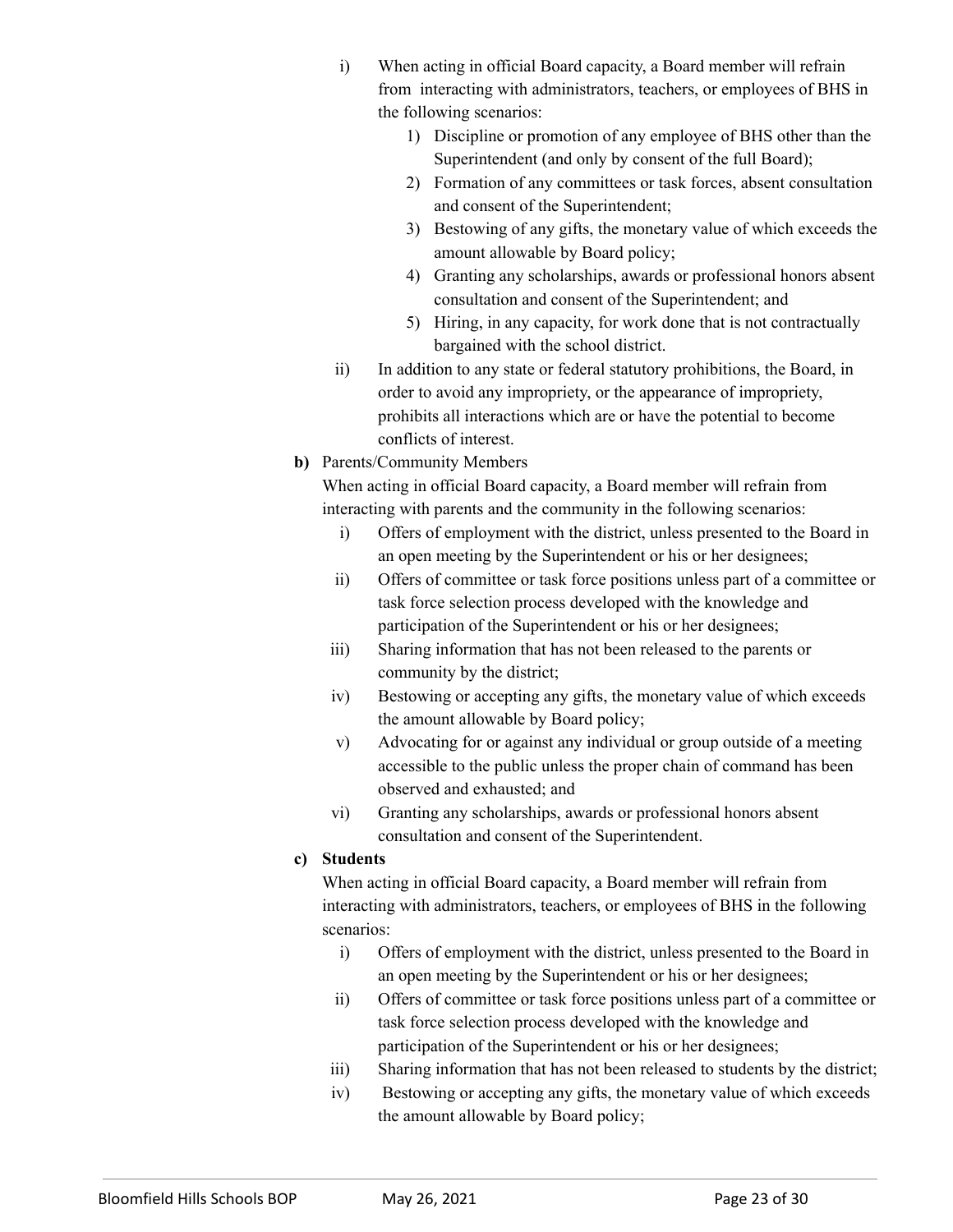i) When acting in official Board capacity, a Board member will refrain from interacting with administrators, teachers, or employees of BHS in the following scenarios:
   1) Discipline or promotion of any employee of BHS other than the Superintendent (and only by consent of the full Board);
   2) Formation of any committees or task forces, absent consultation and consent of the Superintendent;
   3) Bestowing of any gifts, the monetary value of which exceeds the amount allowable by Board policy;
   4) Granting any scholarships, awards or professional honors absent consultation and consent of the Superintendent; and
   5) Hiring, in any capacity, for work done that is not contractually bargained with the school district.

ii) In addition to any state or federal statutory prohibitions, the Board, in order to avoid any impropriety, or the appearance of impropriety, prohibits all interactions which are or have the potential to become conflicts of interest.

**b)** Parents/Community Members

When acting in official Board capacity, a Board member will refrain from interacting with parents and the community in the following scenarios:

i) Offers of employment with the district, unless presented to the Board in an open meeting by the Superintendent or his or her designees;

ii) Offers of committee or task force positions unless part of a committee or task force selection process developed with the knowledge and participation of the Superintendent or his or her designees;

iii) Sharing information that has not been released to the parents or community by the district;

iv) Bestowing or accepting any gifts, the monetary value of which exceeds the amount allowable by Board policy;

v) Advocating for or against any individual or group outside of a meeting accessible to the public unless the proper chain of command has been observed and exhausted; and

vi) Granting any scholarships, awards or professional honors absent consultation and consent of the Superintendent.

**c) Students**

When acting in official Board capacity, a Board member will refrain from interacting with administrators, teachers, or employees of BHS in the following scenarios:

i) Offers of employment with the district, unless presented to the Board in an open meeting by the Superintendent or his or her designees;

ii) Offers of committee or task force positions unless part of a committee or task force selection process developed with the knowledge and participation of the Superintendent or his or her designees;

iii) Sharing information that has not been released to students by the district;

iv) Bestowing or accepting any gifts, the monetary value of which exceeds the amount allowable by Board policy;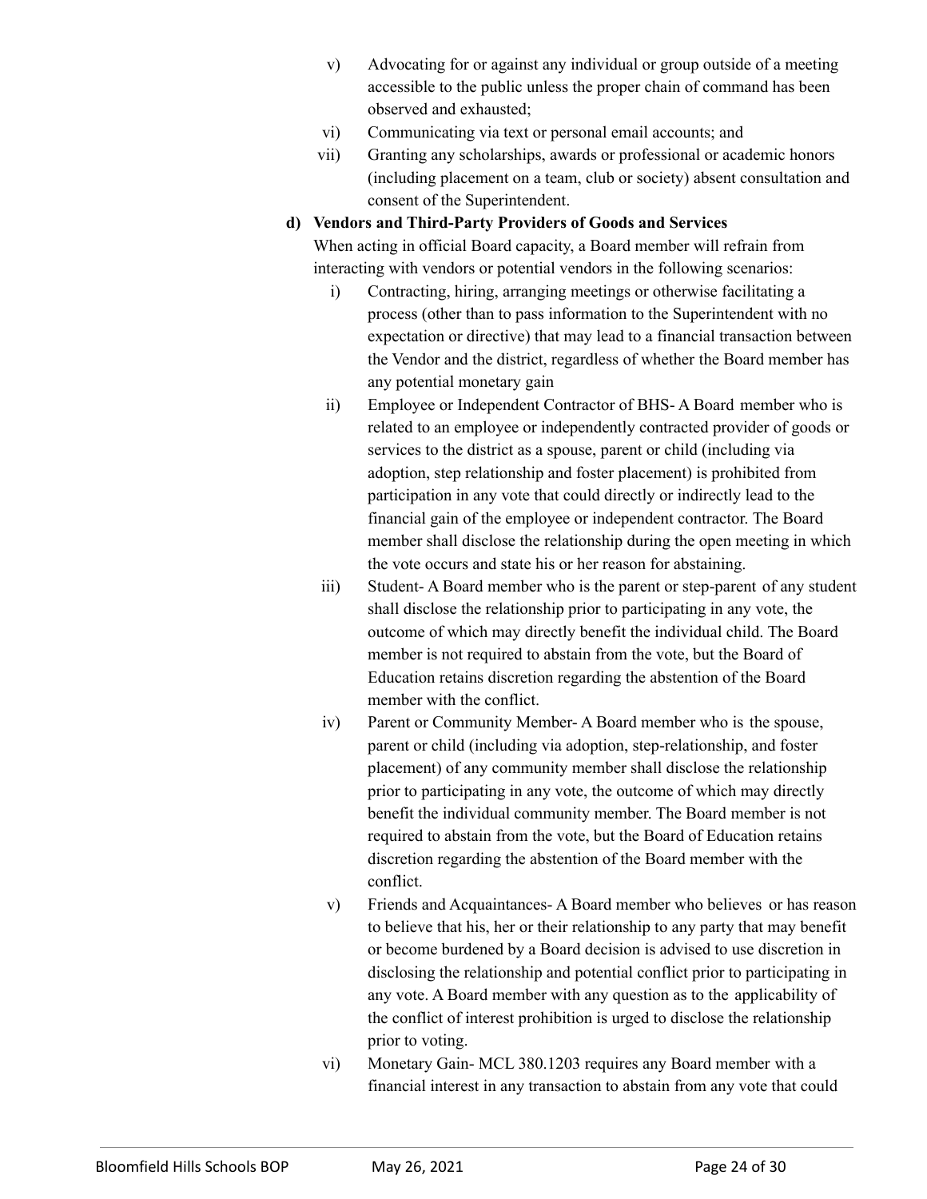v) Advocating for or against any individual or group outside of a meeting accessible to the public unless the proper chain of command has been observed and exhausted;

vi) Communicating via text or personal email accounts; and

vii) Granting any scholarships, awards or professional or academic honors (including placement on a team, club or society) absent consultation and consent of the Superintendent.

**d) Vendors and Third-Party Providers of Goods and Services**

When acting in official Board capacity, a Board member will refrain from interacting with vendors or potential vendors in the following scenarios:

i) Contracting, hiring, arranging meetings or otherwise facilitating a process (other than to pass information to the Superintendent with no expectation or directive) that may lead to a financial transaction between the Vendor and the district, regardless of whether the Board member has any potential monetary gain

ii) Employee or Independent Contractor of BHS- A Board member who is related to an employee or independently contracted provider of goods or services to the district as a spouse, parent or child (including via adoption, step relationship and foster placement) is prohibited from participation in any vote that could directly or indirectly lead to the financial gain of the employee or independent contractor. The Board member shall disclose the relationship during the open meeting in which the vote occurs and state his or her reason for abstaining.

iii) Student- A Board member who is the parent or step-parent of any student shall disclose the relationship prior to participating in any vote, the outcome of which may directly benefit the individual child. The Board member is not required to abstain from the vote, but the Board of Education retains discretion regarding the abstention of the Board member with the conflict.

iv) Parent or Community Member- A Board member who is the spouse, parent or child (including via adoption, step-relationship, and foster placement) of any community member shall disclose the relationship prior to participating in any vote, the outcome of which may directly benefit the individual community member. The Board member is not required to abstain from the vote, but the Board of Education retains discretion regarding the abstention of the Board member with the conflict.

v) Friends and Acquaintances- A Board member who believes or has reason to believe that his, her or their relationship to any party that may benefit or become burdened by a Board decision is advised to use discretion in disclosing the relationship and potential conflict prior to participating in any vote. A Board member with any question as to the applicability of the conflict of interest prohibition is urged to disclose the relationship prior to voting.

vi) Monetary Gain- MCL 380.1203 requires any Board member with a financial interest in any transaction to abstain from any vote that could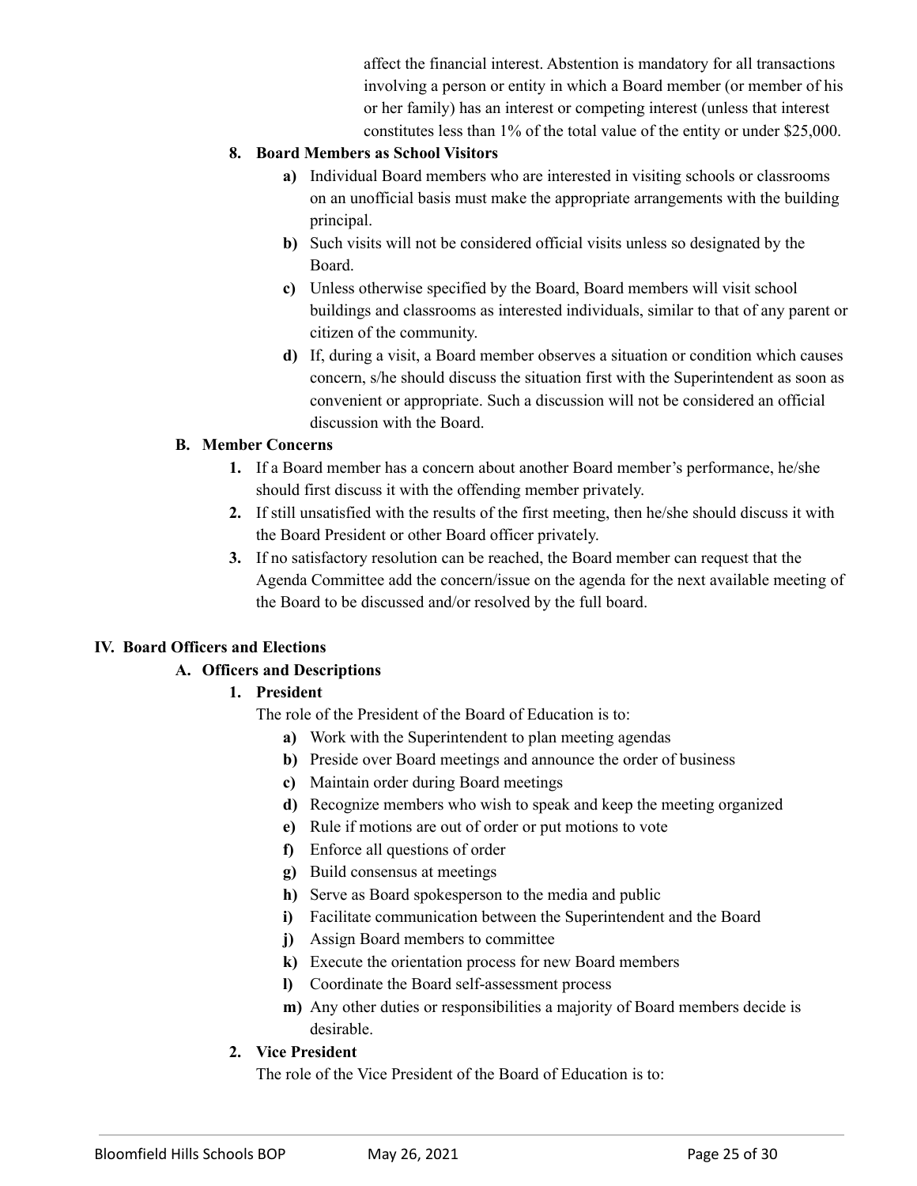affect the financial interest. Abstention is mandatory for all transactions involving a person or entity in which a Board member (or member of his or her family) has an interest or competing interest (unless that interest constitutes less than 1% of the total value of the entity or under $25,000.

**8. Board Members as School Visitors**

- **a)** Individual Board members who are interested in visiting schools or classrooms on an unofficial basis must make the appropriate arrangements with the building principal.
- **b)** Such visits will not be considered official visits unless so designated by the Board.
- **c)** Unless otherwise specified by the Board, Board members will visit school buildings and classrooms as interested individuals, similar to that of any parent or citizen of the community.
- **d)** If, during a visit, a Board member observes a situation or condition which causes concern, s/he should discuss the situation first with the Superintendent as soon as convenient or appropriate. Such a discussion will not be considered an official discussion with the Board.

**B. Member Concerns**

1. If a Board member has a concern about another Board member's performance, he/she should first discuss it with the offending member privately.
2. If still unsatisfied with the results of the first meeting, then he/she should discuss it with the Board President or other Board officer privately.
3. If no satisfactory resolution can be reached, the Board member can request that the Agenda Committee add the concern/issue on the agenda for the next available meeting of the Board to be discussed and/or resolved by the full board.

## IV. Board Officers and Elections

### A. Officers and Descriptions

**1. President**

The role of the President of the Board of Education is to:

- **a)** Work with the Superintendent to plan meeting agendas
- **b)** Preside over Board meetings and announce the order of business
- **c)** Maintain order during Board meetings
- **d)** Recognize members who wish to speak and keep the meeting organized
- **e)** Rule if motions are out of order or put motions to vote
- **f)** Enforce all questions of order
- **g)** Build consensus at meetings
- **h)** Serve as Board spokesperson to the media and public
- **i)** Facilitate communication between the Superintendent and the Board
- **j)** Assign Board members to committee
- **k)** Execute the orientation process for new Board members
- **l)** Coordinate the Board self-assessment process
- **m)** Any other duties or responsibilities a majority of Board members decide is desirable.

**2. Vice President**

The role of the Vice President of the Board of Education is to: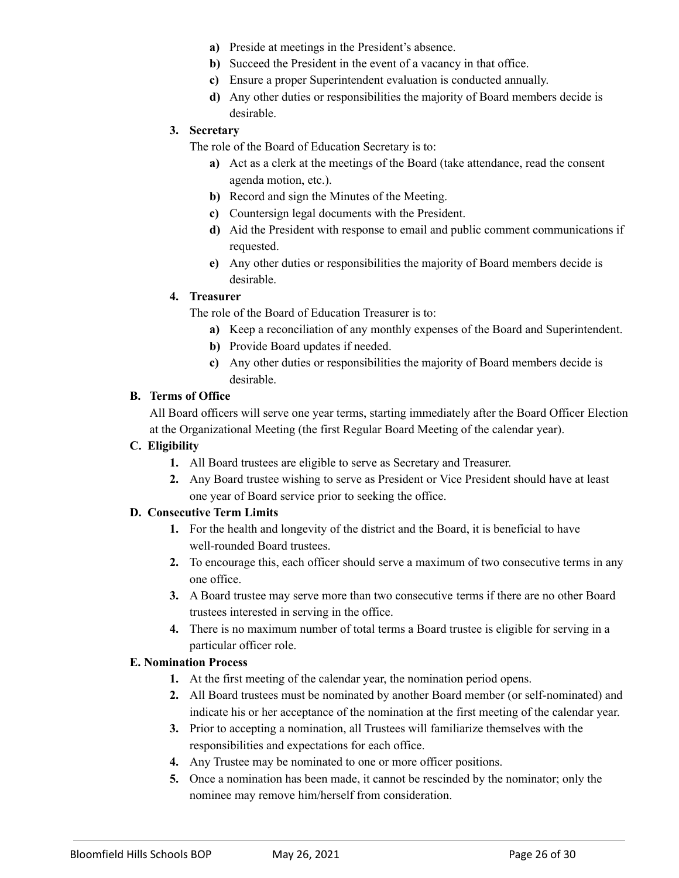a) Preside at meetings in the President's absence.
b) Succeed the President in the event of a vacancy in that office.
c) Ensure a proper Superintendent evaluation is conducted annually.
d) Any other duties or responsibilities the majority of Board members decide is desirable.

3. **Secretary**

   The role of the Board of Education Secretary is to:

   a) Act as a clerk at the meetings of the Board (take attendance, read the consent agenda motion, etc.).
   b) Record and sign the Minutes of the Meeting.
   c) Countersign legal documents with the President.
   d) Aid the President with response to email and public comment communications if requested.
   e) Any other duties or responsibilities the majority of Board members decide is desirable.

4. **Treasurer**

   The role of the Board of Education Treasurer is to:

   a) Keep a reconciliation of any monthly expenses of the Board and Superintendent.
   b) Provide Board updates if needed.
   c) Any other duties or responsibilities the majority of Board members decide is desirable.

**B. Terms of Office**

All Board officers will serve one year terms, starting immediately after the Board Officer Election at the Organizational Meeting (the first Regular Board Meeting of the calendar year).

**C. Eligibility**

1. All Board trustees are eligible to serve as Secretary and Treasurer.
2. Any Board trustee wishing to serve as President or Vice President should have at least one year of Board service prior to seeking the office.

**D. Consecutive Term Limits**

1. For the health and longevity of the district and the Board, it is beneficial to have well-rounded Board trustees.
2. To encourage this, each officer should serve a maximum of two consecutive terms in any one office.
3. A Board trustee may serve more than two consecutive terms if there are no other Board trustees interested in serving in the office.
4. There is no maximum number of total terms a Board trustee is eligible for serving in a particular officer role.

**E. Nomination Process**

1. At the first meeting of the calendar year, the nomination period opens.
2. All Board trustees must be nominated by another Board member (or self-nominated) and indicate his or her acceptance of the nomination at the first meeting of the calendar year.
3. Prior to accepting a nomination, all Trustees will familiarize themselves with the responsibilities and expectations for each office.
4. Any Trustee may be nominated to one or more officer positions.
5. Once a nomination has been made, it cannot be rescinded by the nominator; only the nominee may remove him/herself from consideration.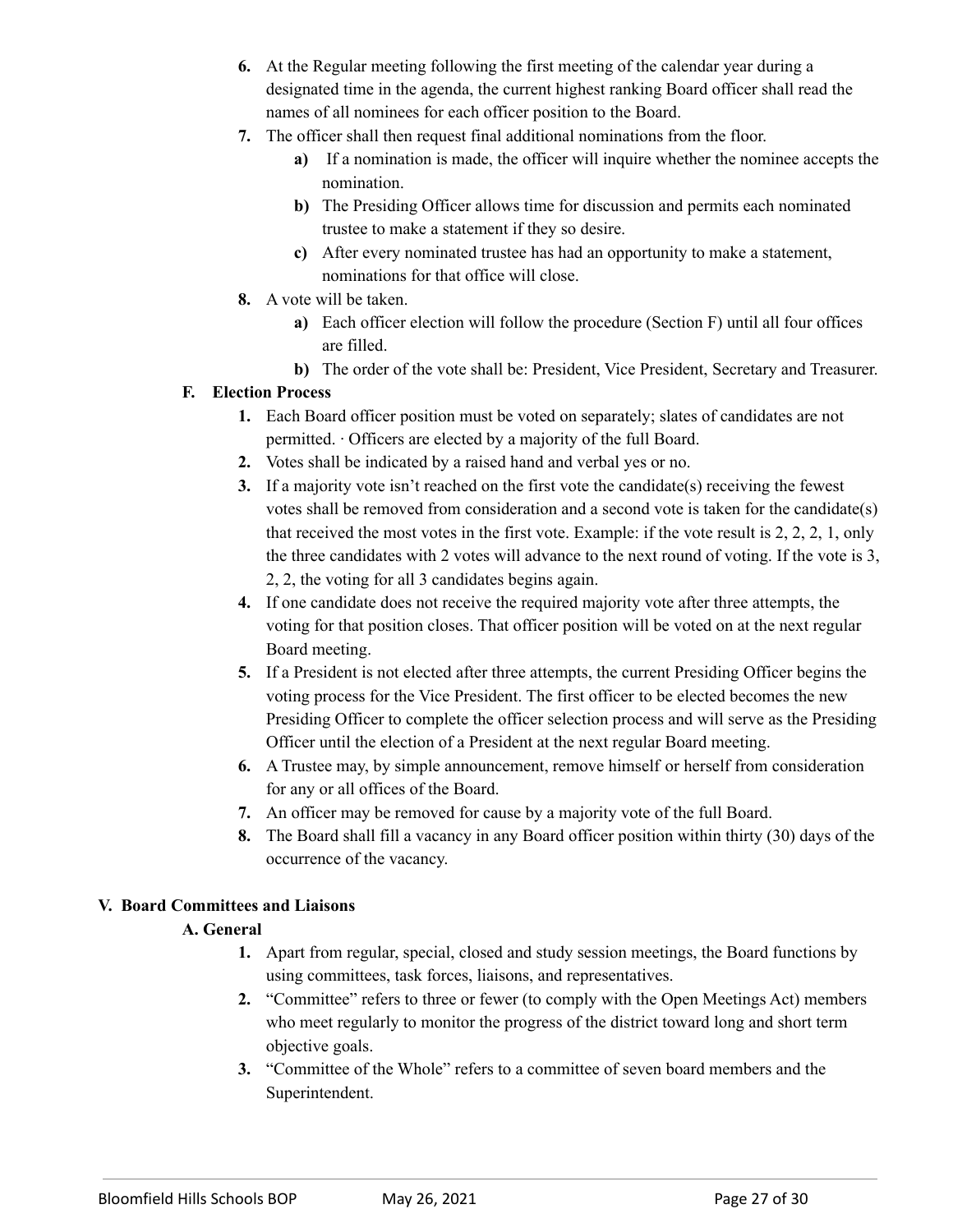6. At the Regular meeting following the first meeting of the calendar year during a designated time in the agenda, the current highest ranking Board officer shall read the names of all nominees for each officer position to the Board.
7. The officer shall then request final additional nominations from the floor.
   a) If a nomination is made, the officer will inquire whether the nominee accepts the nomination.
   b) The Presiding Officer allows time for discussion and permits each nominated trustee to make a statement if they so desire.
   c) After every nominated trustee has had an opportunity to make a statement, nominations for that office will close.
8. A vote will be taken.
   a) Each officer election will follow the procedure (Section F) until all four offices are filled.
   b) The order of the vote shall be: President, Vice President, Secretary and Treasurer.

### F. Election Process

1. Each Board officer position must be voted on separately; slates of candidates are not permitted. · Officers are elected by a majority of the full Board.
2. Votes shall be indicated by a raised hand and verbal yes or no.
3. If a majority vote isn't reached on the first vote the candidate(s) receiving the fewest votes shall be removed from consideration and a second vote is taken for the candidate(s) that received the most votes in the first vote. Example: if the vote result is 2, 2, 2, 1, only the three candidates with 2 votes will advance to the next round of voting. If the vote is 3, 2, 2, the voting for all 3 candidates begins again.
4. If one candidate does not receive the required majority vote after three attempts, the voting for that position closes. That officer position will be voted on at the next regular Board meeting.
5. If a President is not elected after three attempts, the current Presiding Officer begins the voting process for the Vice President. The first officer to be elected becomes the new Presiding Officer to complete the officer selection process and will serve as the Presiding Officer until the election of a President at the next regular Board meeting.
6. A Trustee may, by simple announcement, remove himself or herself from consideration for any or all offices of the Board.
7. An officer may be removed for cause by a majority vote of the full Board.
8. The Board shall fill a vacancy in any Board officer position within thirty (30) days of the occurrence of the vacancy.

## V. Board Committees and Liaisons

### A. General

1. Apart from regular, special, closed and study session meetings, the Board functions by using committees, task forces, liaisons, and representatives.
2. "Committee" refers to three or fewer (to comply with the Open Meetings Act) members who meet regularly to monitor the progress of the district toward long and short term objective goals.
3. "Committee of the Whole" refers to a committee of seven board members and the Superintendent.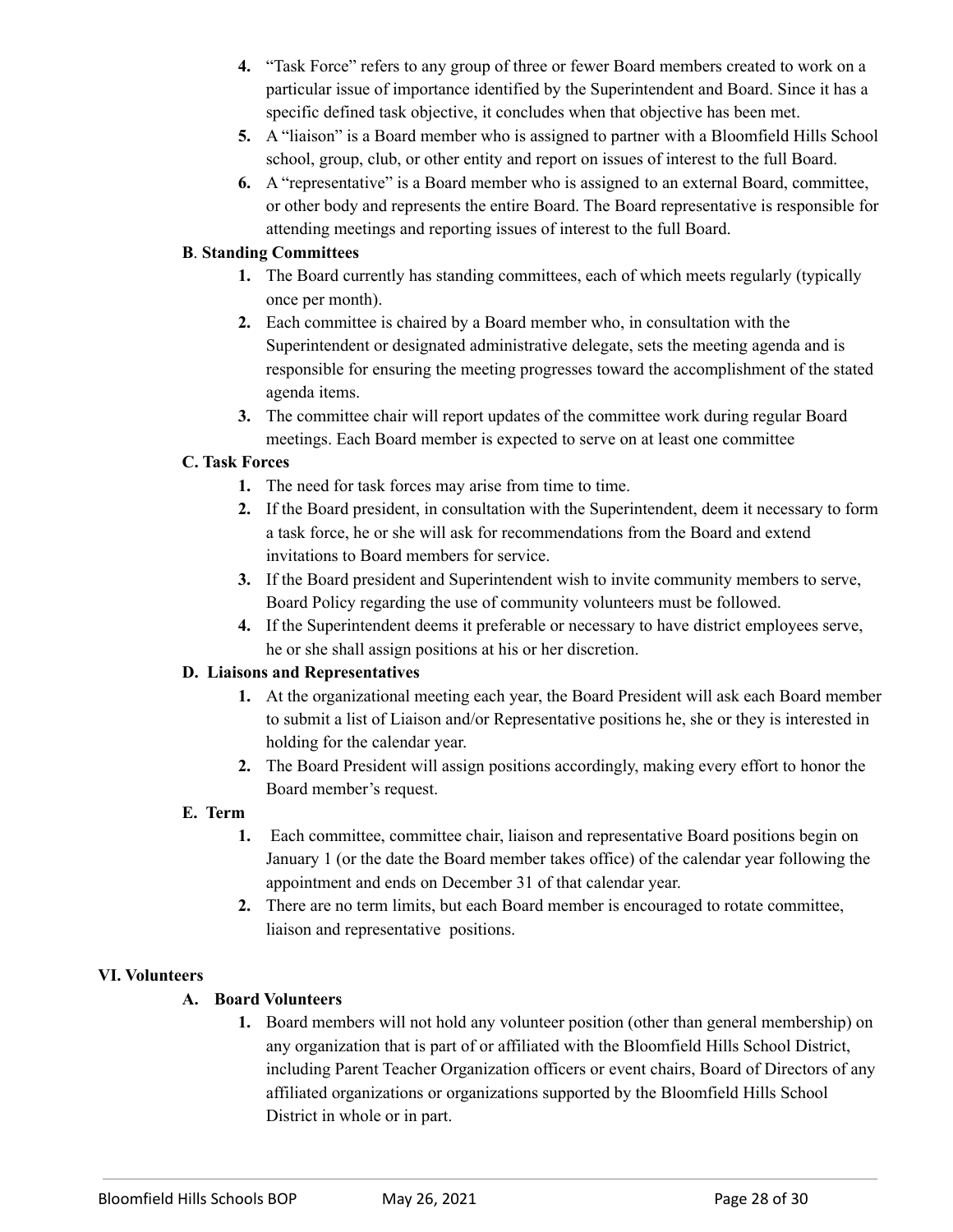4. “Task Force” refers to any group of three or fewer Board members created to work on a particular issue of importance identified by the Superintendent and Board. Since it has a specific defined task objective, it concludes when that objective has been met.
5. A “liaison” is a Board member who is assigned to partner with a Bloomfield Hills School school, group, club, or other entity and report on issues of interest to the full Board.
6. A “representative” is a Board member who is assigned to an external Board, committee, or other body and represents the entire Board. The Board representative is responsible for attending meetings and reporting issues of interest to the full Board.

**B**. **Standing Committees**

1. The Board currently has standing committees, each of which meets regularly (typically once per month).
2. Each committee is chaired by a Board member who, in consultation with the Superintendent or designated administrative delegate, sets the meeting agenda and is responsible for ensuring the meeting progresses toward the accomplishment of the stated agenda items.
3. The committee chair will report updates of the committee work during regular Board meetings. Each Board member is expected to serve on at least one committee

**C. Task Forces**

1. The need for task forces may arise from time to time.
2. If the Board president, in consultation with the Superintendent, deem it necessary to form a task force, he or she will ask for recommendations from the Board and extend invitations to Board members for service.
3. If the Board president and Superintendent wish to invite community members to serve, Board Policy regarding the use of community volunteers must be followed.
4. If the Superintendent deems it preferable or necessary to have district employees serve, he or she shall assign positions at his or her discretion.

**D. Liaisons and Representatives**

1. At the organizational meeting each year, the Board President will ask each Board member to submit a list of Liaison and/or Representative positions he, she or they is interested in holding for the calendar year.
2. The Board President will assign positions accordingly, making every effort to honor the Board member’s request.

**E. Term**

1. Each committee, committee chair, liaison and representative Board positions begin on January 1 (or the date the Board member takes office) of the calendar year following the appointment and ends on December 31 of that calendar year.
2. There are no term limits, but each Board member is encouraged to rotate committee, liaison and representative positions.

## VI. Volunteers

**A. Board Volunteers**

1. Board members will not hold any volunteer position (other than general membership) on any organization that is part of or affiliated with the Bloomfield Hills School District, including Parent Teacher Organization officers or event chairs, Board of Directors of any affiliated organizations or organizations supported by the Bloomfield Hills School District in whole or in part.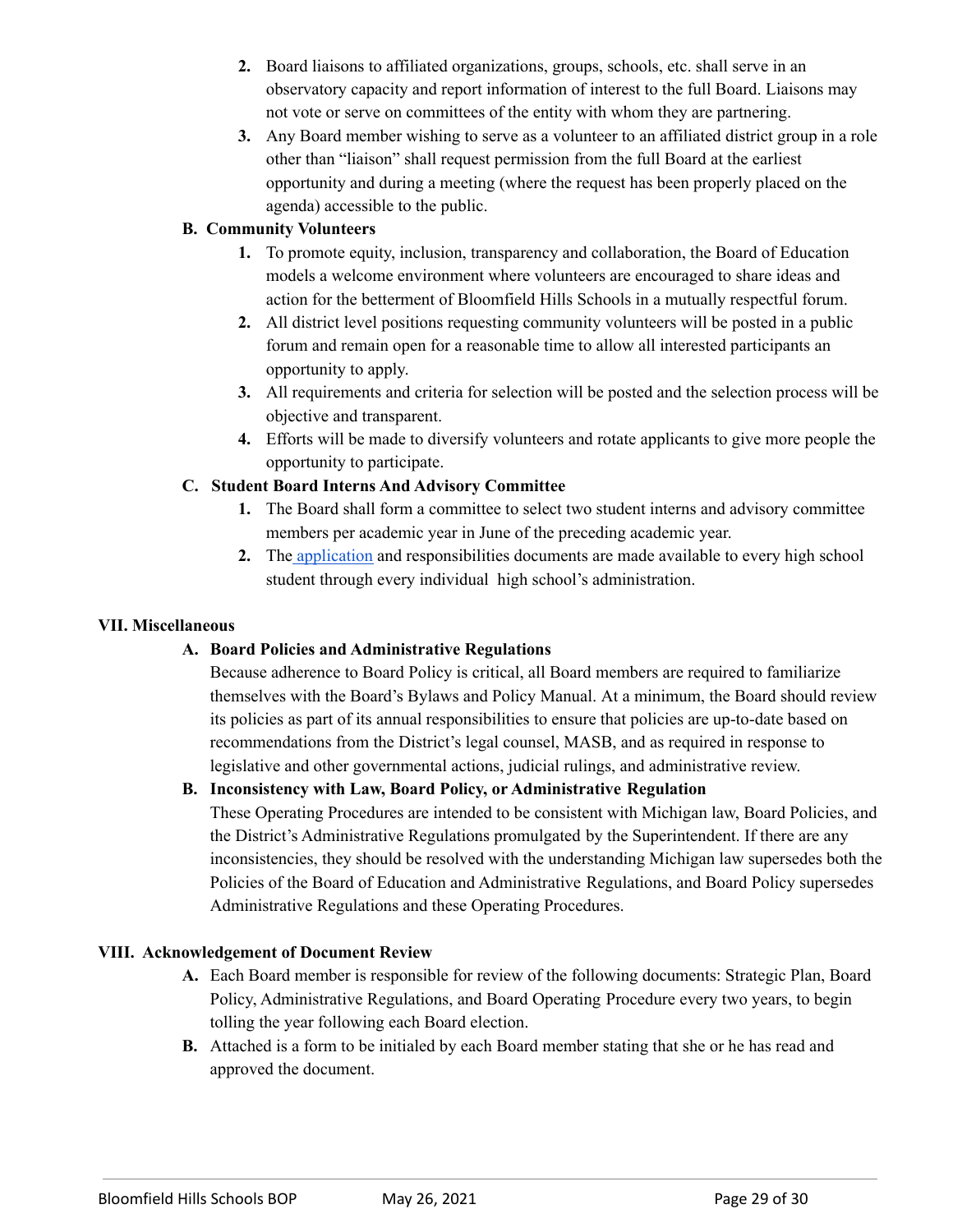2. Board liaisons to affiliated organizations, groups, schools, etc. shall serve in an observatory capacity and report information of interest to the full Board. Liaisons may not vote or serve on committees of the entity with whom they are partnering.
3. Any Board member wishing to serve as a volunteer to an affiliated district group in a role other than "liaison" shall request permission from the full Board at the earliest opportunity and during a meeting (where the request has been properly placed on the agenda) accessible to the public.

**B. Community Volunteers**

1. To promote equity, inclusion, transparency and collaboration, the Board of Education models a welcome environment where volunteers are encouraged to share ideas and action for the betterment of Bloomfield Hills Schools in a mutually respectful forum.
2. All district level positions requesting community volunteers will be posted in a public forum and remain open for a reasonable time to allow all interested participants an opportunity to apply.
3. All requirements and criteria for selection will be posted and the selection process will be objective and transparent.
4. Efforts will be made to diversify volunteers and rotate applicants to give more people the opportunity to participate.

**C. Student Board Interns And Advisory Committee**

1. The Board shall form a committee to select two student interns and advisory committee members per academic year in June of the preceding academic year.
2. The application and responsibilities documents are made available to every high school student through every individual high school's administration.

## VII. Miscellaneous

**A. Board Policies and Administrative Regulations**

Because adherence to Board Policy is critical, all Board members are required to familiarize themselves with the Board's Bylaws and Policy Manual. At a minimum, the Board should review its policies as part of its annual responsibilities to ensure that policies are up-to-date based on recommendations from the District's legal counsel, MASB, and as required in response to legislative and other governmental actions, judicial rulings, and administrative review.

**B. Inconsistency with Law, Board Policy, or Administrative Regulation**

These Operating Procedures are intended to be consistent with Michigan law, Board Policies, and the District's Administrative Regulations promulgated by the Superintendent. If there are any inconsistencies, they should be resolved with the understanding Michigan law supersedes both the Policies of the Board of Education and Administrative Regulations, and Board Policy supersedes Administrative Regulations and these Operating Procedures.

## VIII. Acknowledgement of Document Review

**A.** Each Board member is responsible for review of the following documents: Strategic Plan, Board Policy, Administrative Regulations, and Board Operating Procedure every two years, to begin tolling the year following each Board election.

**B.** Attached is a form to be initialed by each Board member stating that she or he has read and approved the document.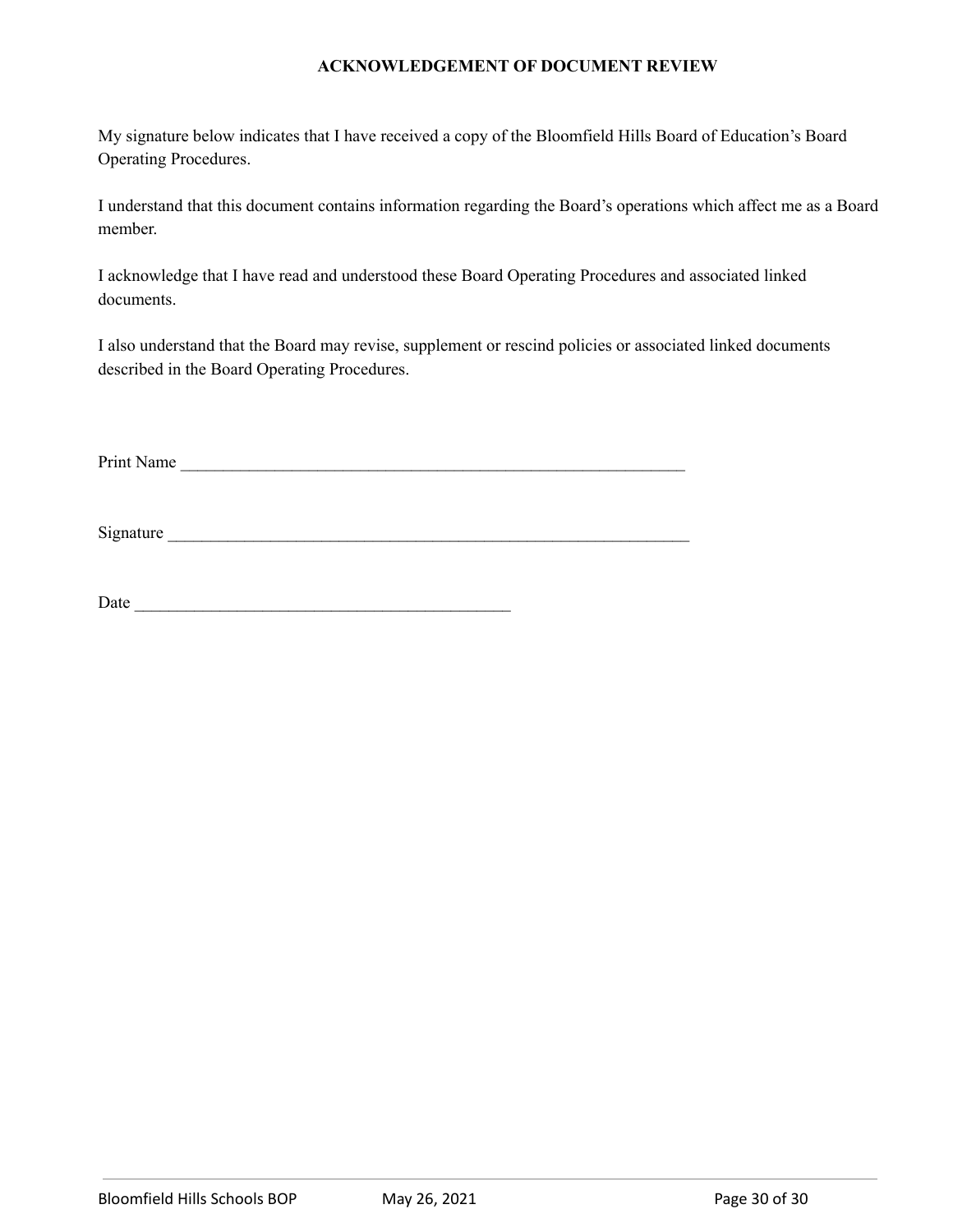**ACKNOWLEDGEMENT OF DOCUMENT REVIEW**

My signature below indicates that I have received a copy of the Bloomfield Hills Board of Education's Board Operating Procedures.

I understand that this document contains information regarding the Board's operations which affect me as a Board member.

I acknowledge that I have read and understood these Board Operating Procedures and associated linked documents.

I also understand that the Board may revise, supplement or rescind policies or associated linked documents described in the Board Operating Procedures.

Print Name ______________________________________________________________

Signature ________________________________________________________________

Date _____________________________________________